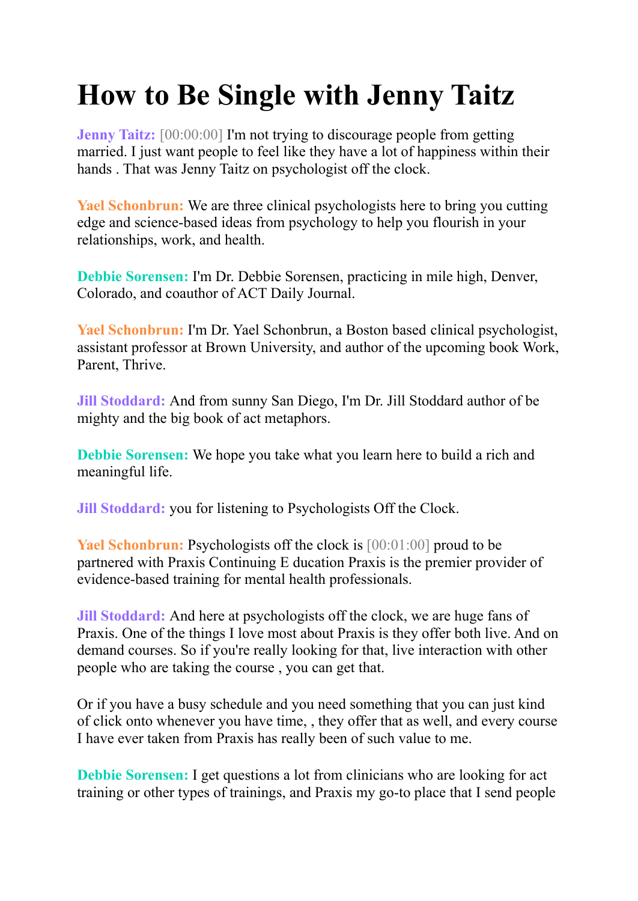# How to Be Single with Jenny Taitz

**Jenny Taitz:** [00:00:00] I'm not trying to discourage people from getting married. I just want people to feel like they have a lot of happiness within their hands . That was Jenny Taitz on psychologist off the clock.

**Yael Schonbrun:** We are three clinical psychologists here to bring you cutting edge and science-based ideas from psychology to help you flourish in your relationships, work, and health.

**Debbie Sorensen:** I'm Dr. Debbie Sorensen, practicing in mile high, Denver, Colorado, and coauthor of ACT Daily Journal.

**Yael Schonbrun:** I'm Dr. Yael Schonbrun, a Boston based clinical psychologist, assistant professor at Brown University, and author of the upcoming book Work, Parent, Thrive.

**Jill Stoddard:** And from sunny San Diego, I'm Dr. Jill Stoddard author of be mighty and the big book of act metaphors.

**Debbie Sorensen:** We hope you take what you learn here to build a rich and meaningful life.

**Jill Stoddard:** you for listening to Psychologists Off the Clock.

**Yael Schonbrun:** Psychologists off the clock is [00:01:00] proud to be partnered with Praxis Continuing E ducation Praxis is the premier provider of evidence-based training for mental health professionals.

**Jill Stoddard:** And here at psychologists off the clock, we are huge fans of Praxis. One of the things I love most about Praxis is they offer both live. And on demand courses. So if you're really looking for that, live interaction with other people who are taking the course , you can get that.

Or if you have a busy schedule and you need something that you can just kind of click onto whenever you have time, , they offer that as well, and every course I have ever taken from Praxis has really been of such value to me.

**Debbie Sorensen:** I get questions a lot from clinicians who are looking for act training or other types of trainings, and Praxis my go-to place that I send people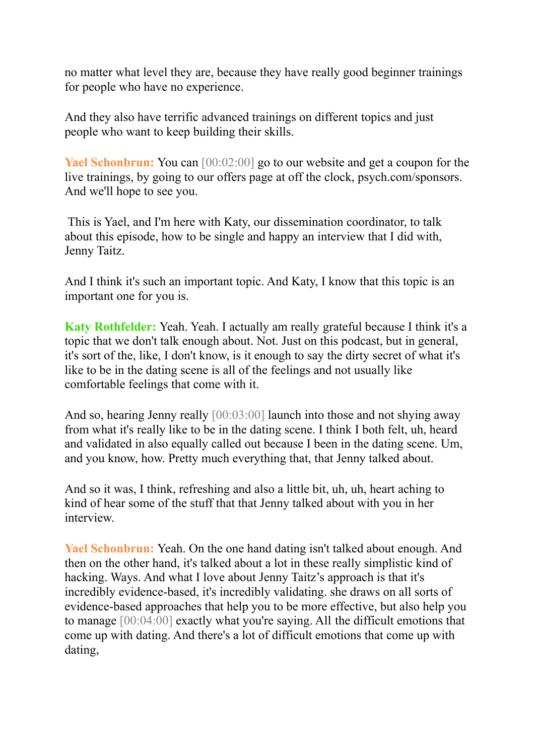no matter what level they are, because they have really good beginner trainings for people who have no experience.

And they also have terrific advanced trainings on different topics and just people who want to keep building their skills.

**Yael Schonbrun:** You can [00:02:00] go to our website and get a coupon for the live trainings, by going to our offers page at off the clock, psych.com/sponsors. And we'll hope to see you.

This is Yael, and I'm here with Katy, our dissemination coordinator, to talk about this episode, how to be single and happy an interview that I did with, Jenny Taitz.

And I think it's such an important topic. And Katy, I know that this topic is an important one for you is.

**Katy Rothfelder:** Yeah. Yeah. I actually am really grateful because I think it's a topic that we don't talk enough about. Not. Just on this podcast, but in general, it's sort of the, like, I don't know, is it enough to say the dirty secret of what it's like to be in the dating scene is all of the feelings and not usually like comfortable feelings that come with it.

And so, hearing Jenny really [00:03:00] launch into those and not shying away from what it's really like to be in the dating scene. I think I both felt, uh, heard and validated in also equally called out because I been in the dating scene. Um, and you know, how. Pretty much everything that, that Jenny talked about.

And so it was, I think, refreshing and also a little bit, uh, uh, heart aching to kind of hear some of the stuff that that Jenny talked about with you in her interview.

**Yael Schonbrun:** Yeah. On the one hand dating isn't talked about enough. And then on the other hand, it's talked about a lot in these really simplistic kind of hacking. Ways. And what I love about Jenny Taitz's approach is that it's incredibly evidence-based, it's incredibly validating. she draws on all sorts of evidence-based approaches that help you to be more effective, but also help you to manage [00:04:00] exactly what you're saying. All the difficult emotions that come up with dating. And there's a lot of difficult emotions that come up with dating,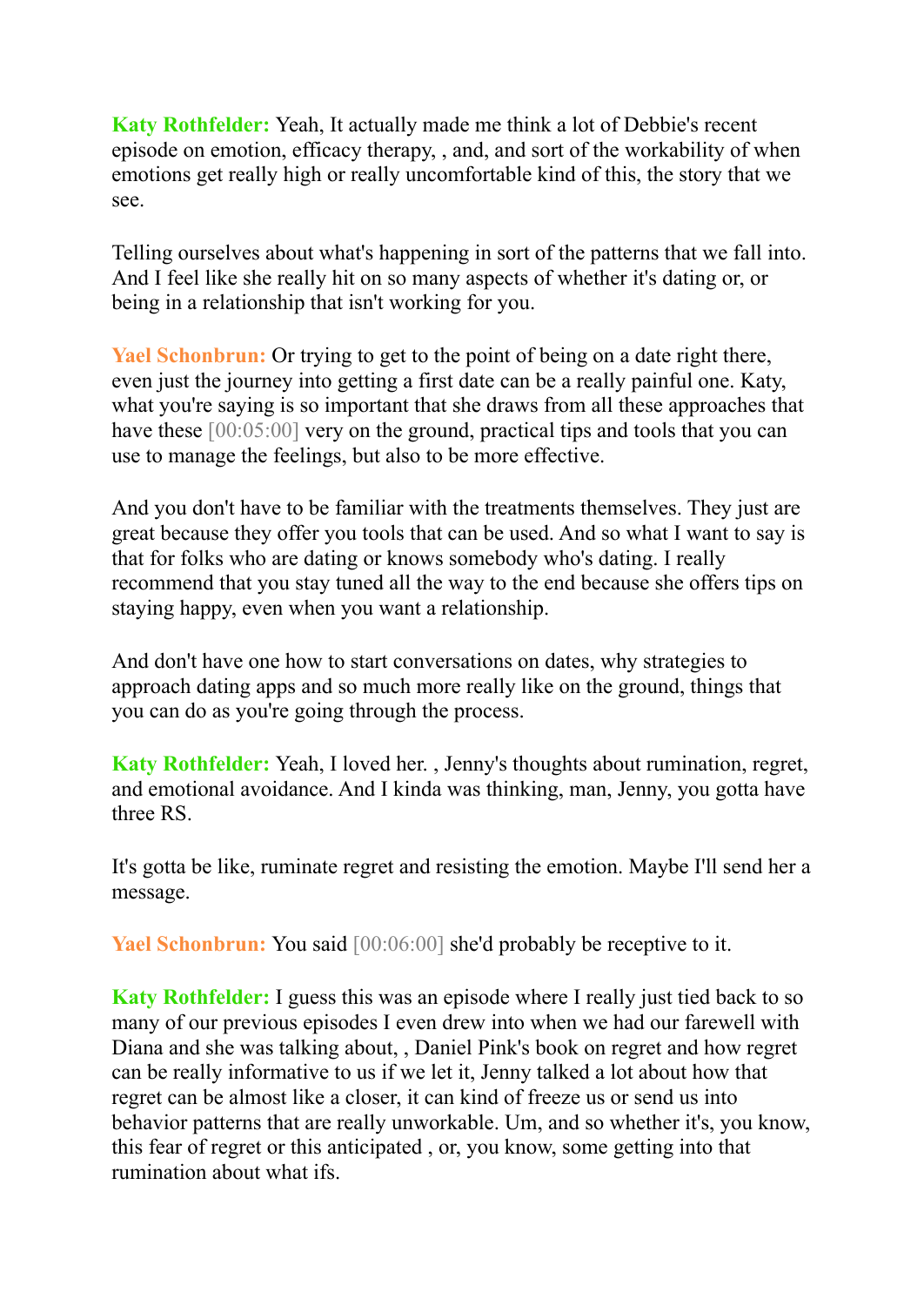**Katy Rothfelder:** Yeah, It actually made me think a lot of Debbie's recent episode on emotion, efficacy therapy, , and, and sort of the workability of when emotions get really high or really uncomfortable kind of this, the story that we see.

Telling ourselves about what's happening in sort of the patterns that we fall into. And I feel like she really hit on so many aspects of whether it's dating or, or being in a relationship that isn't working for you.

**Yael Schonbrun:** Or trying to get to the point of being on a date right there, even just the journey into getting a first date can be a really painful one. Katy, what you're saying is so important that she draws from all these approaches that have these [00:05:00] very on the ground, practical tips and tools that you can use to manage the feelings, but also to be more effective.

And you don't have to be familiar with the treatments themselves. They just are great because they offer you tools that can be used. And so what I want to say is that for folks who are dating or knows somebody who's dating. I really recommend that you stay tuned all the way to the end because she offers tips on staying happy, even when you want a relationship.

And don't have one how to start conversations on dates, why strategies to approach dating apps and so much more really like on the ground, things that you can do as you're going through the process.

**Katy Rothfelder:** Yeah, I loved her. , Jenny's thoughts about rumination, regret, and emotional avoidance. And I kinda was thinking, man, Jenny, you gotta have three RS.

It's gotta be like, ruminate regret and resisting the emotion. Maybe I'll send her a message.

**Yael Schonbrun:** You said [00:06:00] she'd probably be receptive to it.

**Katy Rothfelder:** I guess this was an episode where I really just tied back to so many of our previous episodes I even drew into when we had our farewell with Diana and she was talking about, , Daniel Pink's book on regret and how regret can be really informative to us if we let it, Jenny talked a lot about how that regret can be almost like a closer, it can kind of freeze us or send us into behavior patterns that are really unworkable. Um, and so whether it's, you know, this fear of regret or this anticipated , or, you know, some getting into that rumination about what ifs.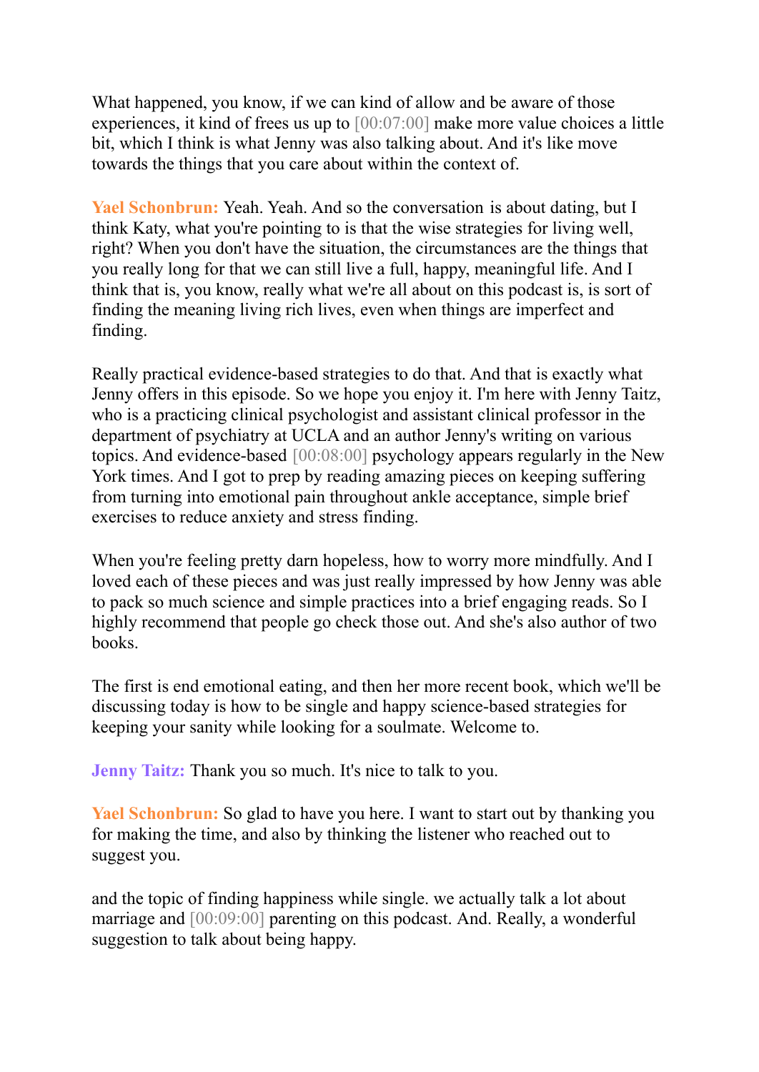What happened, you know, if we can kind of allow and be aware of those experiences, it kind of frees us up to [00:07:00] make more value choices a little bit, which I think is what Jenny was also talking about. And it's like move towards the things that you care about within the context of.

**Yael Schonbrun:** Yeah. Yeah. And so the conversation is about dating, but I think Katy, what you're pointing to is that the wise strategies for living well, right? When you don't have the situation, the circumstances are the things that you really long for that we can still live a full, happy, meaningful life. And I think that is, you know, really what we're all about on this podcast is, is sort of finding the meaning living rich lives, even when things are imperfect and finding.

Really practical evidence-based strategies to do that. And that is exactly what Jenny offers in this episode. So we hope you enjoy it. I'm here with Jenny Taitz, who is a practicing clinical psychologist and assistant clinical professor in the department of psychiatry at UCLA and an author Jenny's writing on various topics. And evidence-based [00:08:00] psychology appears regularly in the New York times. And I got to prep by reading amazing pieces on keeping suffering from turning into emotional pain throughout ankle acceptance, simple brief exercises to reduce anxiety and stress finding.

When you're feeling pretty darn hopeless, how to worry more mindfully. And I loved each of these pieces and was just really impressed by how Jenny was able to pack so much science and simple practices into a brief engaging reads. So I highly recommend that people go check those out. And she's also author of two books.

The first is end emotional eating, and then her more recent book, which we'll be discussing today is how to be single and happy science-based strategies for keeping your sanity while looking for a soulmate. Welcome to.

**Jenny Taitz:** Thank you so much. It's nice to talk to you.

**Yael Schonbrun:** So glad to have you here. I want to start out by thanking you for making the time, and also by thinking the listener who reached out to suggest you.

and the topic of finding happiness while single. we actually talk a lot about marriage and [00:09:00] parenting on this podcast. And. Really, a wonderful suggestion to talk about being happy.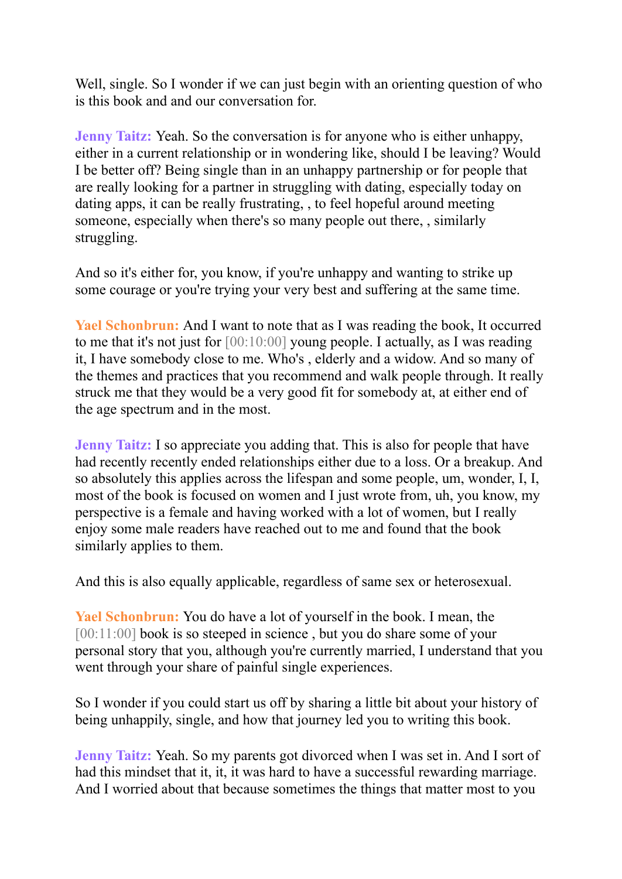Well, single. So I wonder if we can just begin with an orienting question of who is this book and and our conversation for.

**Jenny Taitz:** Yeah. So the conversation is for anyone who is either unhappy, either in a current relationship or in wondering like, should I be leaving? Would I be better off? Being single than in an unhappy partnership or for people that are really looking for a partner in struggling with dating, especially today on dating apps, it can be really frustrating, , to feel hopeful around meeting someone, especially when there's so many people out there, , similarly struggling.

And so it's either for, you know, if you're unhappy and wanting to strike up some courage or you're trying your very best and suffering at the same time.

**Yael Schonbrun:** And I want to note that as I was reading the book, It occurred to me that it's not just for [00:10:00] young people. I actually, as I was reading it, I have somebody close to me. Who's , elderly and a widow. And so many of the themes and practices that you recommend and walk people through. It really struck me that they would be a very good fit for somebody at, at either end of the age spectrum and in the most.

**Jenny Taitz:** I so appreciate you adding that. This is also for people that have had recently recently ended relationships either due to a loss. Or a breakup. And so absolutely this applies across the lifespan and some people, um, wonder, I, I, most of the book is focused on women and I just wrote from, uh, you know, my perspective is a female and having worked with a lot of women, but I really enjoy some male readers have reached out to me and found that the book similarly applies to them.

And this is also equally applicable, regardless of same sex or heterosexual.

**Yael Schonbrun:** You do have a lot of yourself in the book. I mean, the [00:11:00] book is so steeped in science , but you do share some of your personal story that you, although you're currently married, I understand that you went through your share of painful single experiences.

So I wonder if you could start us off by sharing a little bit about your history of being unhappily, single, and how that journey led you to writing this book.

**Jenny Taitz:** Yeah. So my parents got divorced when I was set in. And I sort of had this mindset that it, it, it was hard to have a successful rewarding marriage. And I worried about that because sometimes the things that matter most to you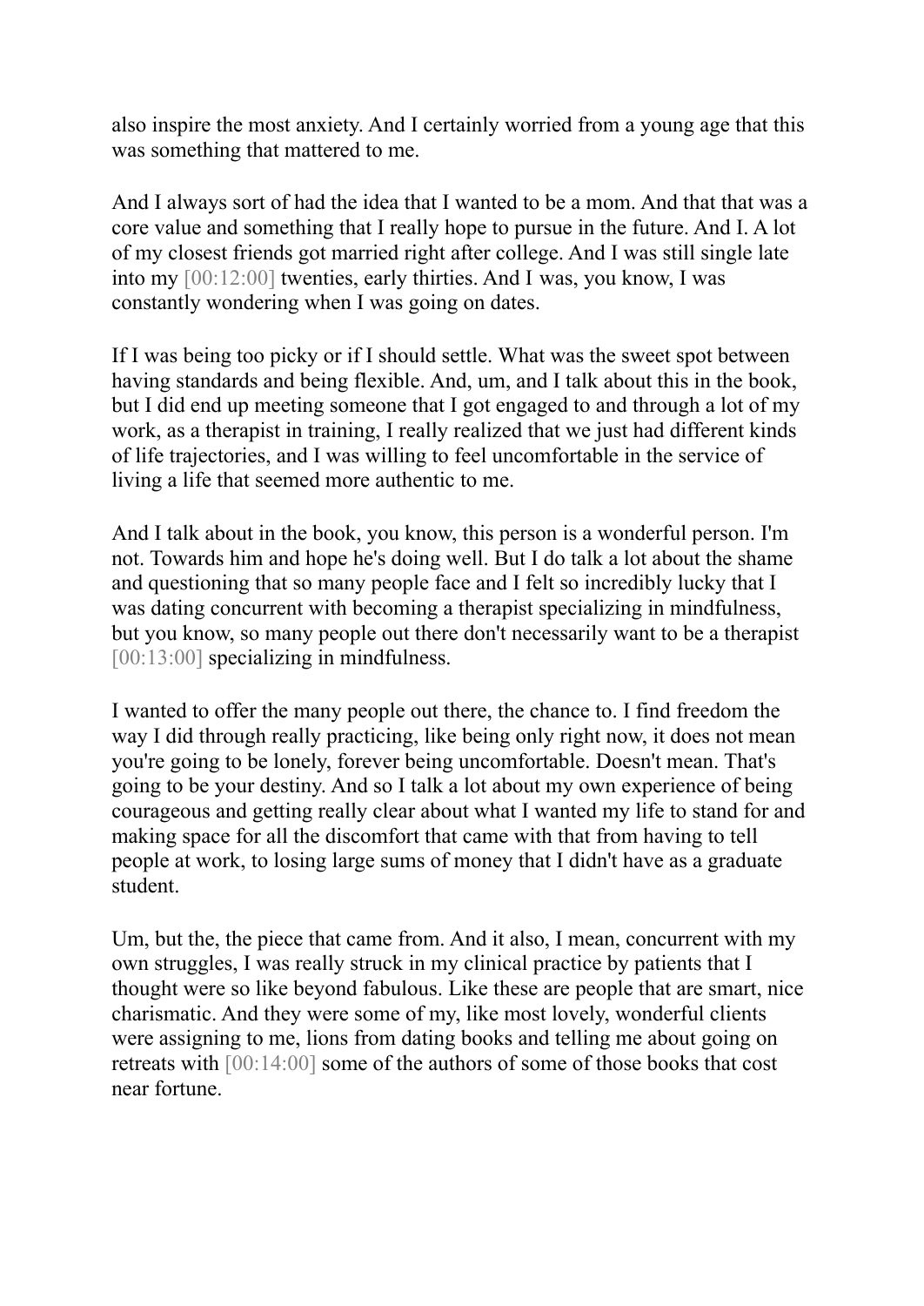also inspire the most anxiety. And I certainly worried from a young age that this was something that mattered to me.

And I always sort of had the idea that I wanted to be a mom. And that that was a core value and something that I really hope to pursue in the future. And I. A lot of my closest friends got married right after college. And I was still single late into my [00:12:00] twenties, early thirties. And I was, you know, I was constantly wondering when I was going on dates.

If I was being too picky or if I should settle. What was the sweet spot between having standards and being flexible. And, um, and I talk about this in the book, but I did end up meeting someone that I got engaged to and through a lot of my work, as a therapist in training, I really realized that we just had different kinds of life trajectories, and I was willing to feel uncomfortable in the service of living a life that seemed more authentic to me.

And I talk about in the book, you know, this person is a wonderful person. I'm not. Towards him and hope he's doing well. But I do talk a lot about the shame and questioning that so many people face and I felt so incredibly lucky that I was dating concurrent with becoming a therapist specializing in mindfulness, but you know, so many people out there don't necessarily want to be a therapist [00:13:00] specializing in mindfulness.

I wanted to offer the many people out there, the chance to. I find freedom the way I did through really practicing, like being only right now, it does not mean you're going to be lonely, forever being uncomfortable. Doesn't mean. That's going to be your destiny. And so I talk a lot about my own experience of being courageous and getting really clear about what I wanted my life to stand for and making space for all the discomfort that came with that from having to tell people at work, to losing large sums of money that I didn't have as a graduate student.

Um, but the, the piece that came from. And it also, I mean, concurrent with my own struggles, I was really struck in my clinical practice by patients that I thought were so like beyond fabulous. Like these are people that are smart, nice charismatic. And they were some of my, like most lovely, wonderful clients were assigning to me, lions from dating books and telling me about going on retreats with [00:14:00] some of the authors of some of those books that cost near fortune.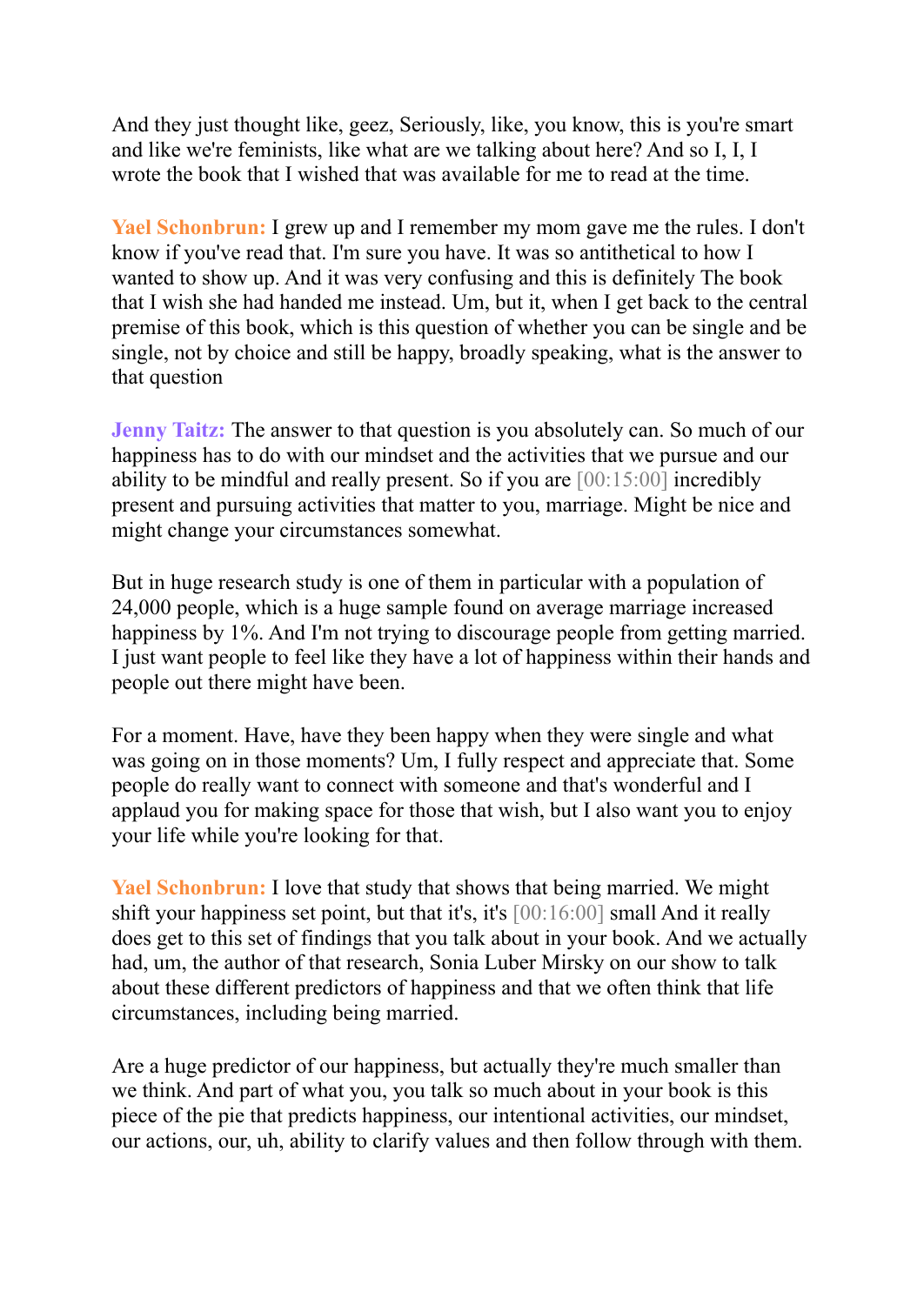And they just thought like, geez, Seriously, like, you know, this is you're smart and like we're feminists, like what are we talking about here? And so I, I, I wrote the book that I wished that was available for me to read at the time.

**Yael Schonbrun:** I grew up and I remember my mom gave me the rules. I don't know if you've read that. I'm sure you have. It was so antithetical to how I wanted to show up. And it was very confusing and this is definitely The book that I wish she had handed me instead. Um, but it, when I get back to the central premise of this book, which is this question of whether you can be single and be single, not by choice and still be happy, broadly speaking, what is the answer to that question

**Jenny Taitz:** The answer to that question is you absolutely can. So much of our happiness has to do with our mindset and the activities that we pursue and our ability to be mindful and really present. So if you are [00:15:00] incredibly present and pursuing activities that matter to you, marriage. Might be nice and might change your circumstances somewhat.

But in huge research study is one of them in particular with a population of 24,000 people, which is a huge sample found on average marriage increased happiness by 1%. And I'm not trying to discourage people from getting married. I just want people to feel like they have a lot of happiness within their hands and people out there might have been.

For a moment. Have, have they been happy when they were single and what was going on in those moments? Um, I fully respect and appreciate that. Some people do really want to connect with someone and that's wonderful and I applaud you for making space for those that wish, but I also want you to enjoy your life while you're looking for that.

**Yael Schonbrun:** I love that study that shows that being married. We might shift your happiness set point, but that it's, it's [00:16:00] small And it really does get to this set of findings that you talk about in your book. And we actually had, um, the author of that research, Sonia Luber Mirsky on our show to talk about these different predictors of happiness and that we often think that life circumstances, including being married.

Are a huge predictor of our happiness, but actually they're much smaller than we think. And part of what you, you talk so much about in your book is this piece of the pie that predicts happiness, our intentional activities, our mindset, our actions, our, uh, ability to clarify values and then follow through with them.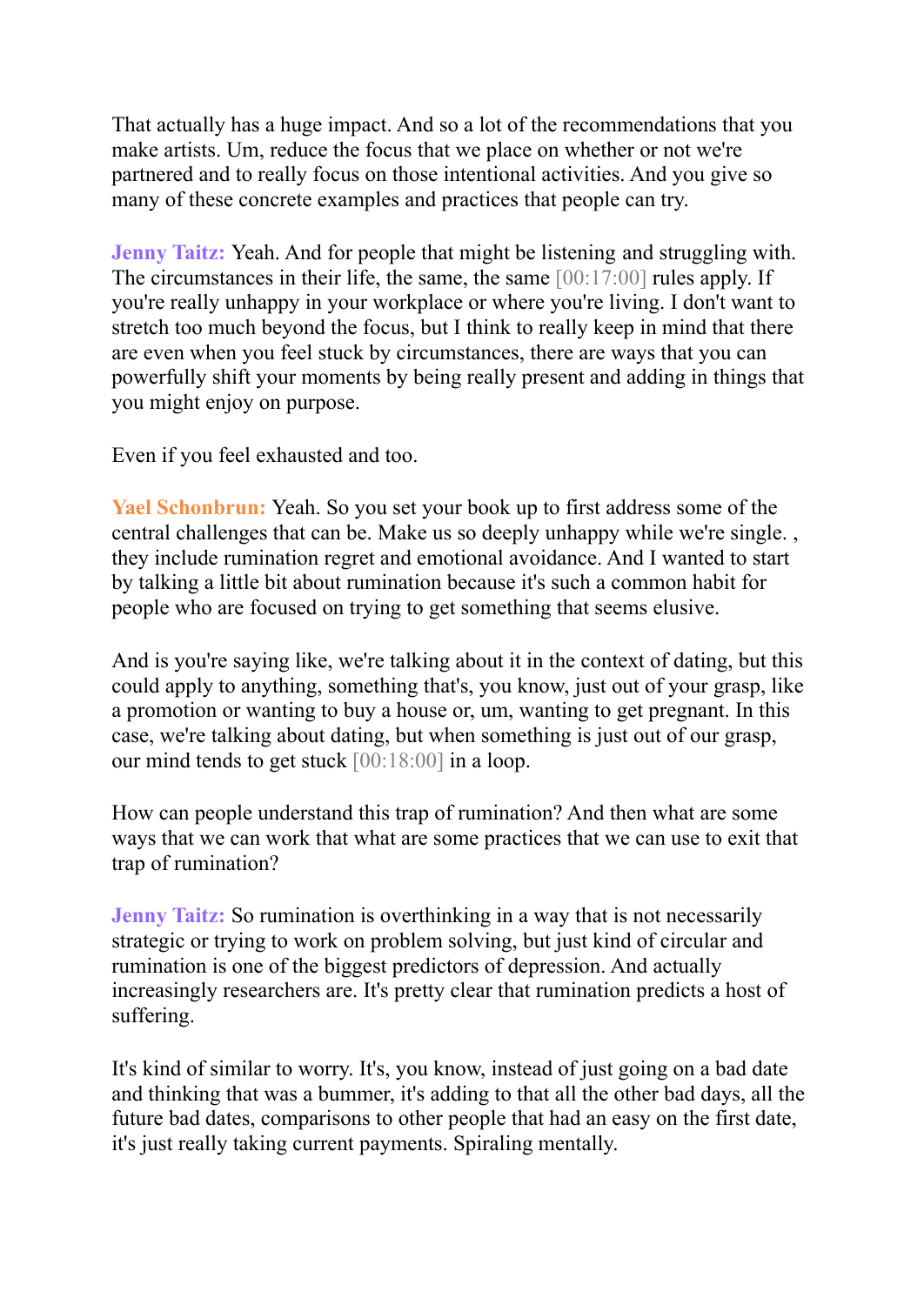That actually has a huge impact. And so a lot of the recommendations that you make artists. Um, reduce the focus that we place on whether or not we're partnered and to really focus on those intentional activities. And you give so many of these concrete examples and practices that people can try.

**Jenny Taitz:** Yeah. And for people that might be listening and struggling with. The circumstances in their life, the same, the same [00:17:00] rules apply. If you're really unhappy in your workplace or where you're living. I don't want to stretch too much beyond the focus, but I think to really keep in mind that there are even when you feel stuck by circumstances, there are ways that you can powerfully shift your moments by being really present and adding in things that you might enjoy on purpose.

Even if you feel exhausted and too.

**Yael Schonbrun:** Yeah. So you set your book up to first address some of the central challenges that can be. Make us so deeply unhappy while we're single. , they include rumination regret and emotional avoidance. And I wanted to start by talking a little bit about rumination because it's such a common habit for people who are focused on trying to get something that seems elusive.

And is you're saying like, we're talking about it in the context of dating, but this could apply to anything, something that's, you know, just out of your grasp, like a promotion or wanting to buy a house or, um, wanting to get pregnant. In this case, we're talking about dating, but when something is just out of our grasp, our mind tends to get stuck [00:18:00] in a loop.

How can people understand this trap of rumination? And then what are some ways that we can work that what are some practices that we can use to exit that trap of rumination?

**Jenny Taitz:** So rumination is overthinking in a way that is not necessarily strategic or trying to work on problem solving, but just kind of circular and rumination is one of the biggest predictors of depression. And actually increasingly researchers are. It's pretty clear that rumination predicts a host of suffering.

It's kind of similar to worry. It's, you know, instead of just going on a bad date and thinking that was a bummer, it's adding to that all the other bad days, all the future bad dates, comparisons to other people that had an easy on the first date, it's just really taking current payments. Spiraling mentally.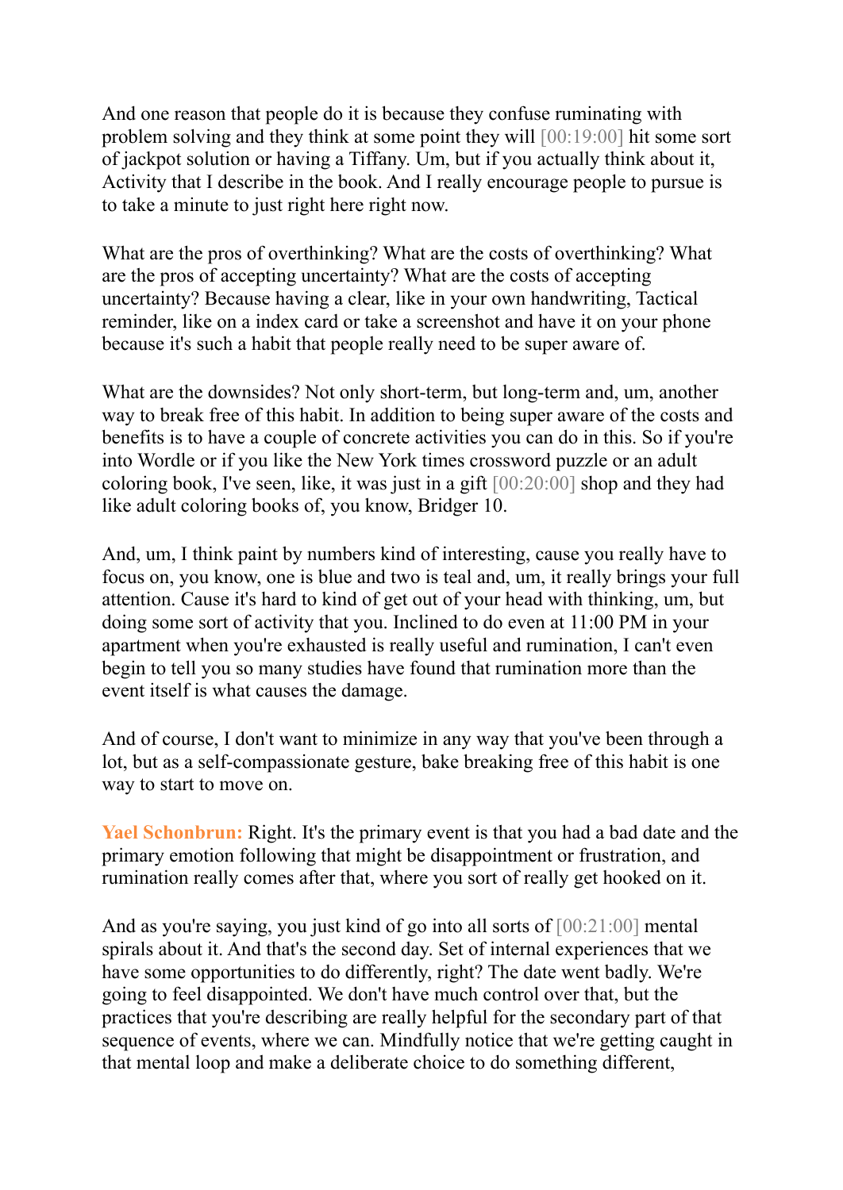And one reason that people do it is because they confuse ruminating with problem solving and they think at some point they will [00:19:00] hit some sort of jackpot solution or having a Tiffany. Um, but if you actually think about it, Activity that I describe in the book. And I really encourage people to pursue is to take a minute to just right here right now.

What are the pros of overthinking? What are the costs of overthinking? What are the pros of accepting uncertainty? What are the costs of accepting uncertainty? Because having a clear, like in your own handwriting, Tactical reminder, like on a index card or take a screenshot and have it on your phone because it's such a habit that people really need to be super aware of.

What are the downsides? Not only short-term, but long-term and, um, another way to break free of this habit. In addition to being super aware of the costs and benefits is to have a couple of concrete activities you can do in this. So if you're into Wordle or if you like the New York times crossword puzzle or an adult coloring book, I've seen, like, it was just in a gift [00:20:00] shop and they had like adult coloring books of, you know, Bridger 10.

And, um, I think paint by numbers kind of interesting, cause you really have to focus on, you know, one is blue and two is teal and, um, it really brings your full attention. Cause it's hard to kind of get out of your head with thinking, um, but doing some sort of activity that you. Inclined to do even at 11:00 PM in your apartment when you're exhausted is really useful and rumination, I can't even begin to tell you so many studies have found that rumination more than the event itself is what causes the damage.

And of course, I don't want to minimize in any way that you've been through a lot, but as a self-compassionate gesture, bake breaking free of this habit is one way to start to move on.

**Yael Schonbrun:** Right. It's the primary event is that you had a bad date and the primary emotion following that might be disappointment or frustration, and rumination really comes after that, where you sort of really get hooked on it.

And as you're saying, you just kind of go into all sorts of [00:21:00] mental spirals about it. And that's the second day. Set of internal experiences that we have some opportunities to do differently, right? The date went badly. We're going to feel disappointed. We don't have much control over that, but the practices that you're describing are really helpful for the secondary part of that sequence of events, where we can. Mindfully notice that we're getting caught in that mental loop and make a deliberate choice to do something different,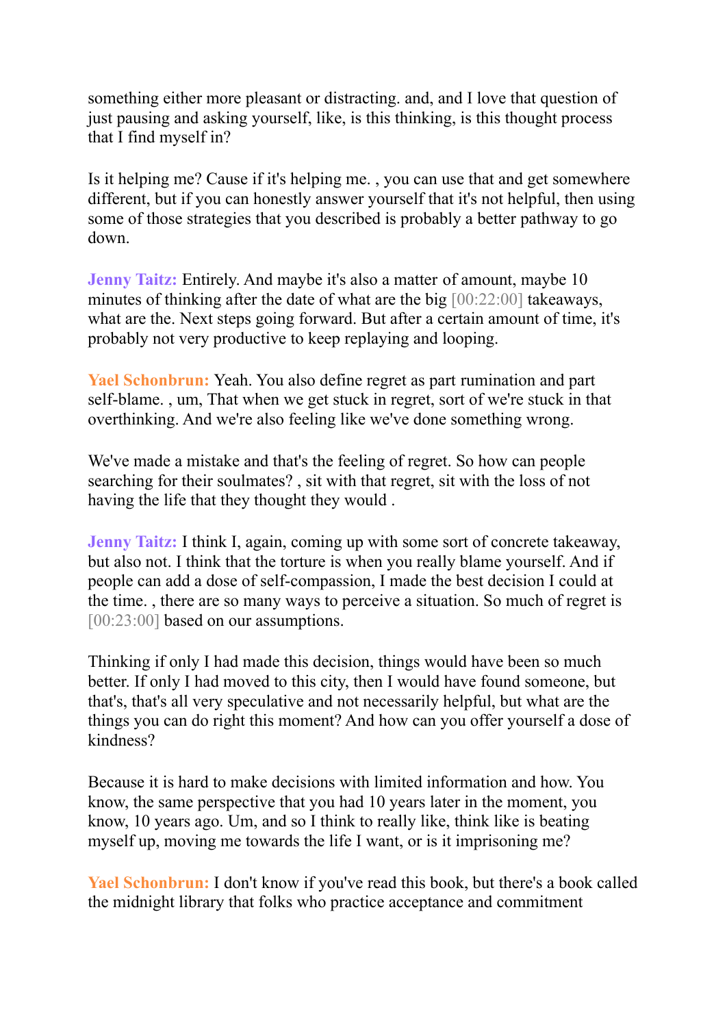something either more pleasant or distracting. and, and I love that question of just pausing and asking yourself, like, is this thinking, is this thought process that I find myself in?

Is it helping me? Cause if it's helping me. , you can use that and get somewhere different, but if you can honestly answer yourself that it's not helpful, then using some of those strategies that you described is probably a better pathway to go down.

**Jenny Taitz:** Entirely. And maybe it's also a matter of amount, maybe 10 minutes of thinking after the date of what are the big [00:22:00] takeaways, what are the. Next steps going forward. But after a certain amount of time, it's probably not very productive to keep replaying and looping.

**Yael Schonbrun:** Yeah. You also define regret as part rumination and part self-blame. , um, That when we get stuck in regret, sort of we're stuck in that overthinking. And we're also feeling like we've done something wrong.

We've made a mistake and that's the feeling of regret. So how can people searching for their soulmates? , sit with that regret, sit with the loss of not having the life that they thought they would .

**Jenny Taitz:** I think I, again, coming up with some sort of concrete takeaway, but also not. I think that the torture is when you really blame yourself. And if people can add a dose of self-compassion, I made the best decision I could at the time. , there are so many ways to perceive a situation. So much of regret is [00:23:00] based on our assumptions.

Thinking if only I had made this decision, things would have been so much better. If only I had moved to this city, then I would have found someone, but that's, that's all very speculative and not necessarily helpful, but what are the things you can do right this moment? And how can you offer yourself a dose of kindness?

Because it is hard to make decisions with limited information and how. You know, the same perspective that you had 10 years later in the moment, you know, 10 years ago. Um, and so I think to really like, think like is beating myself up, moving me towards the life I want, or is it imprisoning me?

**Yael Schonbrun:** I don't know if you've read this book, but there's a book called the midnight library that folks who practice acceptance and commitment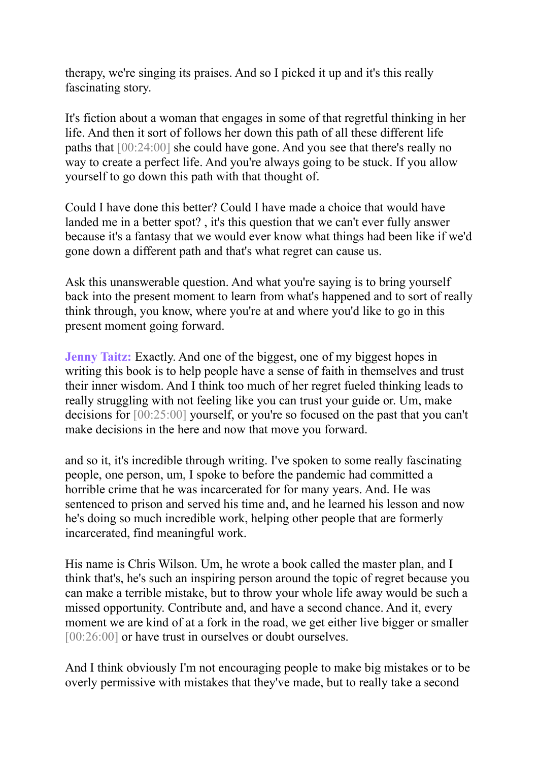therapy, we're singing its praises. And so I picked it up and it's this really fascinating story.

It's fiction about a woman that engages in some of that regretful thinking in her life. And then it sort of follows her down this path of all these different life paths that [00:24:00] she could have gone. And you see that there's really no way to create a perfect life. And you're always going to be stuck. If you allow yourself to go down this path with that thought of.

Could I have done this better? Could I have made a choice that would have landed me in a better spot? , it's this question that we can't ever fully answer because it's a fantasy that we would ever know what things had been like if we'd gone down a different path and that's what regret can cause us.

Ask this unanswerable question. And what you're saying is to bring yourself back into the present moment to learn from what's happened and to sort of really think through, you know, where you're at and where you'd like to go in this present moment going forward.

**Jenny Taitz:** Exactly. And one of the biggest, one of my biggest hopes in writing this book is to help people have a sense of faith in themselves and trust their inner wisdom. And I think too much of her regret fueled thinking leads to really struggling with not feeling like you can trust your guide or. Um, make decisions for [00:25:00] yourself, or you're so focused on the past that you can't make decisions in the here and now that move you forward.

and so it, it's incredible through writing. I've spoken to some really fascinating people, one person, um, I spoke to before the pandemic had committed a horrible crime that he was incarcerated for for many years. And. He was sentenced to prison and served his time and, and he learned his lesson and now he's doing so much incredible work, helping other people that are formerly incarcerated, find meaningful work.

His name is Chris Wilson. Um, he wrote a book called the master plan, and I think that's, he's such an inspiring person around the topic of regret because you can make a terrible mistake, but to throw your whole life away would be such a missed opportunity. Contribute and, and have a second chance. And it, every moment we are kind of at a fork in the road, we get either live bigger or smaller [00:26:00] or have trust in ourselves or doubt ourselves.

And I think obviously I'm not encouraging people to make big mistakes or to be overly permissive with mistakes that they've made, but to really take a second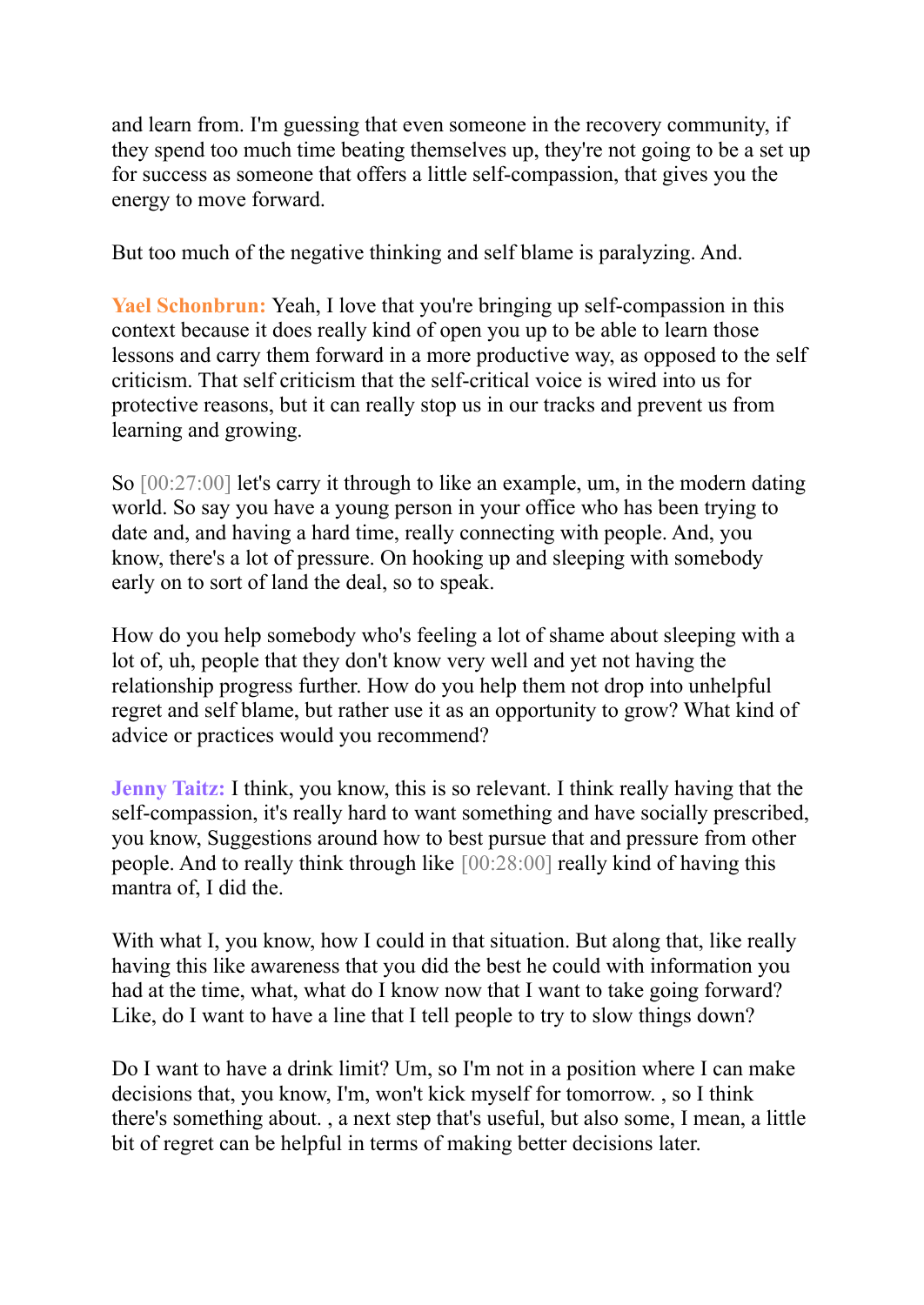and learn from. I'm guessing that even someone in the recovery community, if they spend too much time beating themselves up, they're not going to be a set up for success as someone that offers a little self-compassion, that gives you the energy to move forward.

But too much of the negative thinking and self blame is paralyzing. And.

**Yael Schonbrun:** Yeah, I love that you're bringing up self-compassion in this context because it does really kind of open you up to be able to learn those lessons and carry them forward in a more productive way, as opposed to the self criticism. That self criticism that the self-critical voice is wired into us for protective reasons, but it can really stop us in our tracks and prevent us from learning and growing.

So [00:27:00] let's carry it through to like an example, um, in the modern dating world. So say you have a young person in your office who has been trying to date and, and having a hard time, really connecting with people. And, you know, there's a lot of pressure. On hooking up and sleeping with somebody early on to sort of land the deal, so to speak.

How do you help somebody who's feeling a lot of shame about sleeping with a lot of, uh, people that they don't know very well and yet not having the relationship progress further. How do you help them not drop into unhelpful regret and self blame, but rather use it as an opportunity to grow? What kind of advice or practices would you recommend?

**Jenny Taitz:** I think, you know, this is so relevant. I think really having that the self-compassion, it's really hard to want something and have socially prescribed, you know, Suggestions around how to best pursue that and pressure from other people. And to really think through like [00:28:00] really kind of having this mantra of, I did the.

With what I, you know, how I could in that situation. But along that, like really having this like awareness that you did the best he could with information you had at the time, what, what do I know now that I want to take going forward? Like, do I want to have a line that I tell people to try to slow things down?

Do I want to have a drink limit? Um, so I'm not in a position where I can make decisions that, you know, I'm, won't kick myself for tomorrow. , so I think there's something about. , a next step that's useful, but also some, I mean, a little bit of regret can be helpful in terms of making better decisions later.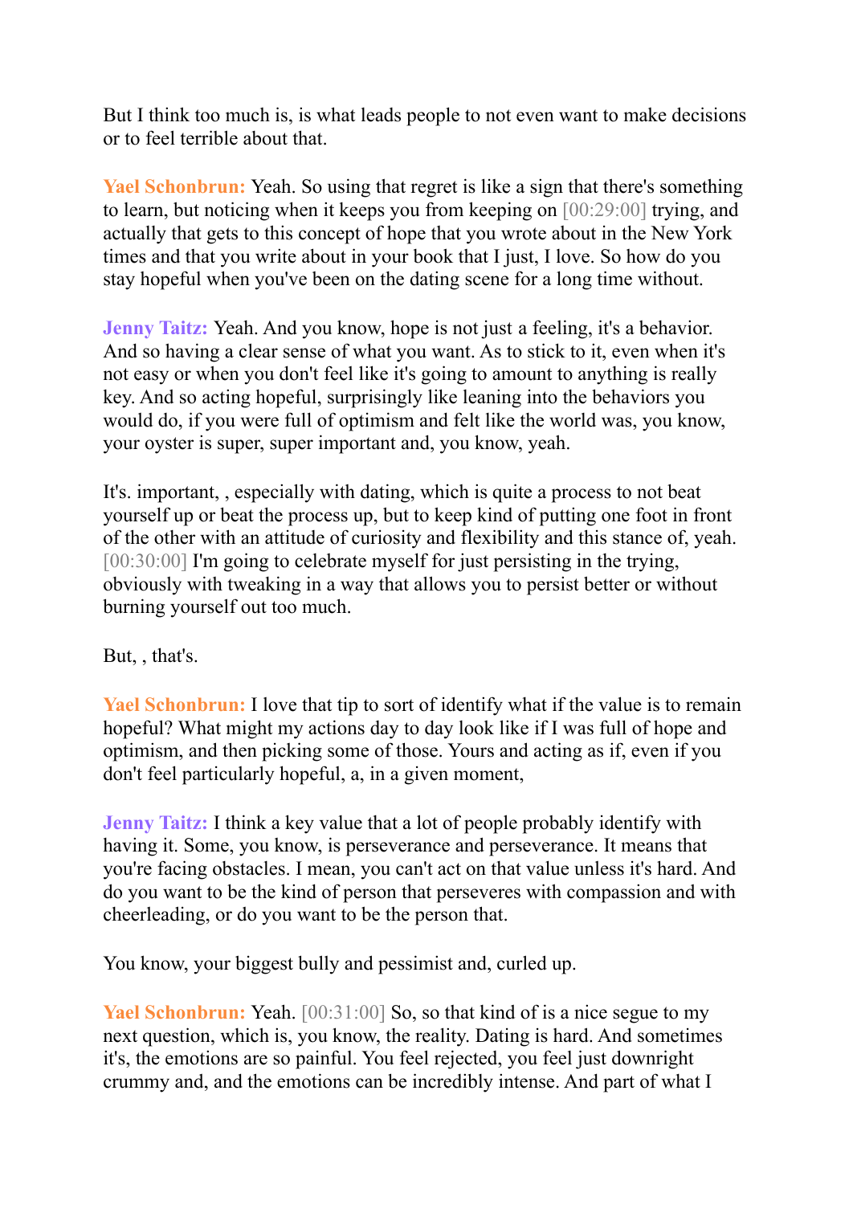But I think too much is, is what leads people to not even want to make decisions or to feel terrible about that.

**Yael Schonbrun:** Yeah. So using that regret is like a sign that there's something to learn, but noticing when it keeps you from keeping on [00:29:00] trying, and actually that gets to this concept of hope that you wrote about in the New York times and that you write about in your book that I just, I love. So how do you stay hopeful when you've been on the dating scene for a long time without.

**Jenny Taitz:** Yeah. And you know, hope is not just a feeling, it's a behavior. And so having a clear sense of what you want. As to stick to it, even when it's not easy or when you don't feel like it's going to amount to anything is really key. And so acting hopeful, surprisingly like leaning into the behaviors you would do, if you were full of optimism and felt like the world was, you know, your oyster is super, super important and, you know, yeah.

It's. important, , especially with dating, which is quite a process to not beat yourself up or beat the process up, but to keep kind of putting one foot in front of the other with an attitude of curiosity and flexibility and this stance of, yeah. [00:30:00] I'm going to celebrate myself for just persisting in the trying, obviously with tweaking in a way that allows you to persist better or without burning yourself out too much.

But, , that's.

**Yael Schonbrun:** I love that tip to sort of identify what if the value is to remain hopeful? What might my actions day to day look like if I was full of hope and optimism, and then picking some of those. Yours and acting as if, even if you don't feel particularly hopeful, a, in a given moment,

**Jenny Taitz:** I think a key value that a lot of people probably identify with having it. Some, you know, is perseverance and perseverance. It means that you're facing obstacles. I mean, you can't act on that value unless it's hard. And do you want to be the kind of person that perseveres with compassion and with cheerleading, or do you want to be the person that.

You know, your biggest bully and pessimist and, curled up.

**Yael Schonbrun:** Yeah. [00:31:00] So, so that kind of is a nice segue to my next question, which is, you know, the reality. Dating is hard. And sometimes it's, the emotions are so painful. You feel rejected, you feel just downright crummy and, and the emotions can be incredibly intense. And part of what I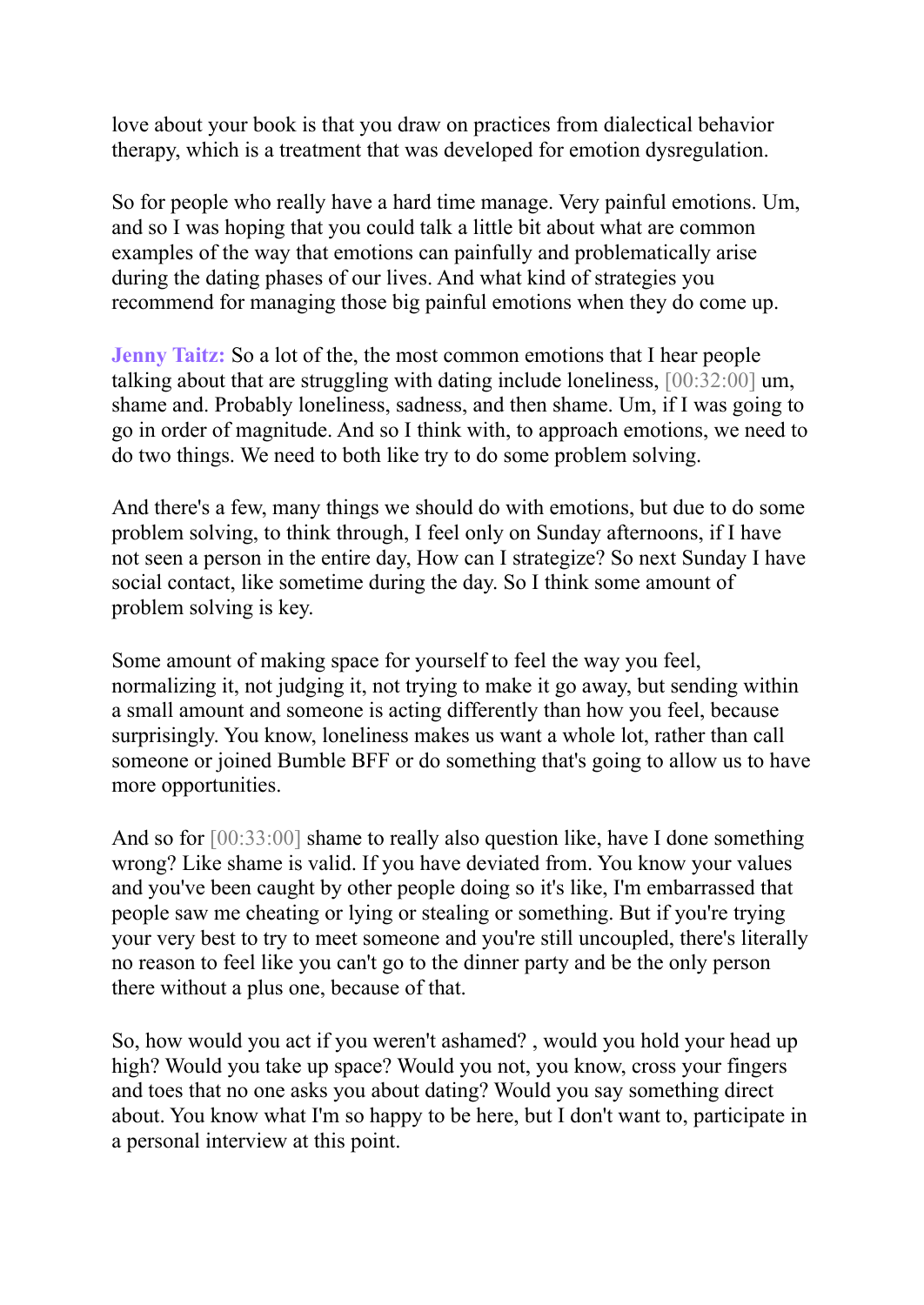love about your book is that you draw on practices from dialectical behavior therapy, which is a treatment that was developed for emotion dysregulation.

So for people who really have a hard time manage. Very painful emotions. Um, and so I was hoping that you could talk a little bit about what are common examples of the way that emotions can painfully and problematically arise during the dating phases of our lives. And what kind of strategies you recommend for managing those big painful emotions when they do come up.

**Jenny Taitz:** So a lot of the, the most common emotions that I hear people talking about that are struggling with dating include loneliness, [00:32:00] um, shame and. Probably loneliness, sadness, and then shame. Um, if I was going to go in order of magnitude. And so I think with, to approach emotions, we need to do two things. We need to both like try to do some problem solving.

And there's a few, many things we should do with emotions, but due to do some problem solving, to think through, I feel only on Sunday afternoons, if I have not seen a person in the entire day, How can I strategize? So next Sunday I have social contact, like sometime during the day. So I think some amount of problem solving is key.

Some amount of making space for yourself to feel the way you feel, normalizing it, not judging it, not trying to make it go away, but sending within a small amount and someone is acting differently than how you feel, because surprisingly. You know, loneliness makes us want a whole lot, rather than call someone or joined Bumble BFF or do something that's going to allow us to have more opportunities.

And so for [00:33:00] shame to really also question like, have I done something wrong? Like shame is valid. If you have deviated from. You know your values and you've been caught by other people doing so it's like, I'm embarrassed that people saw me cheating or lying or stealing or something. But if you're trying your very best to try to meet someone and you're still uncoupled, there's literally no reason to feel like you can't go to the dinner party and be the only person there without a plus one, because of that.

So, how would you act if you weren't ashamed? , would you hold your head up high? Would you take up space? Would you not, you know, cross your fingers and toes that no one asks you about dating? Would you say something direct about. You know what I'm so happy to be here, but I don't want to, participate in a personal interview at this point.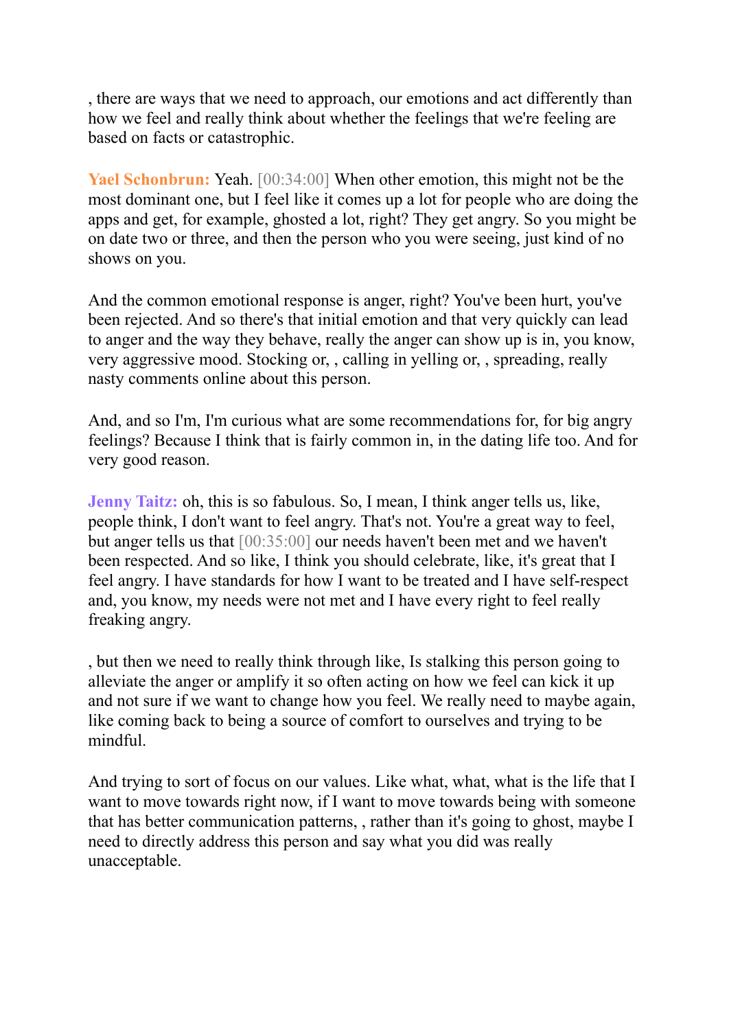, there are ways that we need to approach, our emotions and act differently than how we feel and really think about whether the feelings that we're feeling are based on facts or catastrophic.

**Yael Schonbrun:** Yeah. [00:34:00] When other emotion, this might not be the most dominant one, but I feel like it comes up a lot for people who are doing the apps and get, for example, ghosted a lot, right? They get angry. So you might be on date two or three, and then the person who you were seeing, just kind of no shows on you.

And the common emotional response is anger, right? You've been hurt, you've been rejected. And so there's that initial emotion and that very quickly can lead to anger and the way they behave, really the anger can show up is in, you know, very aggressive mood. Stocking or, , calling in yelling or, , spreading, really nasty comments online about this person.

And, and so I'm, I'm curious what are some recommendations for, for big angry feelings? Because I think that is fairly common in, in the dating life too. And for very good reason.

**Jenny Taitz:** oh, this is so fabulous. So, I mean, I think anger tells us, like, people think, I don't want to feel angry. That's not. You're a great way to feel, but anger tells us that [00:35:00] our needs haven't been met and we haven't been respected. And so like, I think you should celebrate, like, it's great that I feel angry. I have standards for how I want to be treated and I have self-respect and, you know, my needs were not met and I have every right to feel really freaking angry.

, but then we need to really think through like, Is stalking this person going to alleviate the anger or amplify it so often acting on how we feel can kick it up and not sure if we want to change how you feel. We really need to maybe again, like coming back to being a source of comfort to ourselves and trying to be mindful.

And trying to sort of focus on our values. Like what, what, what is the life that I want to move towards right now, if I want to move towards being with someone that has better communication patterns, , rather than it's going to ghost, maybe I need to directly address this person and say what you did was really unacceptable.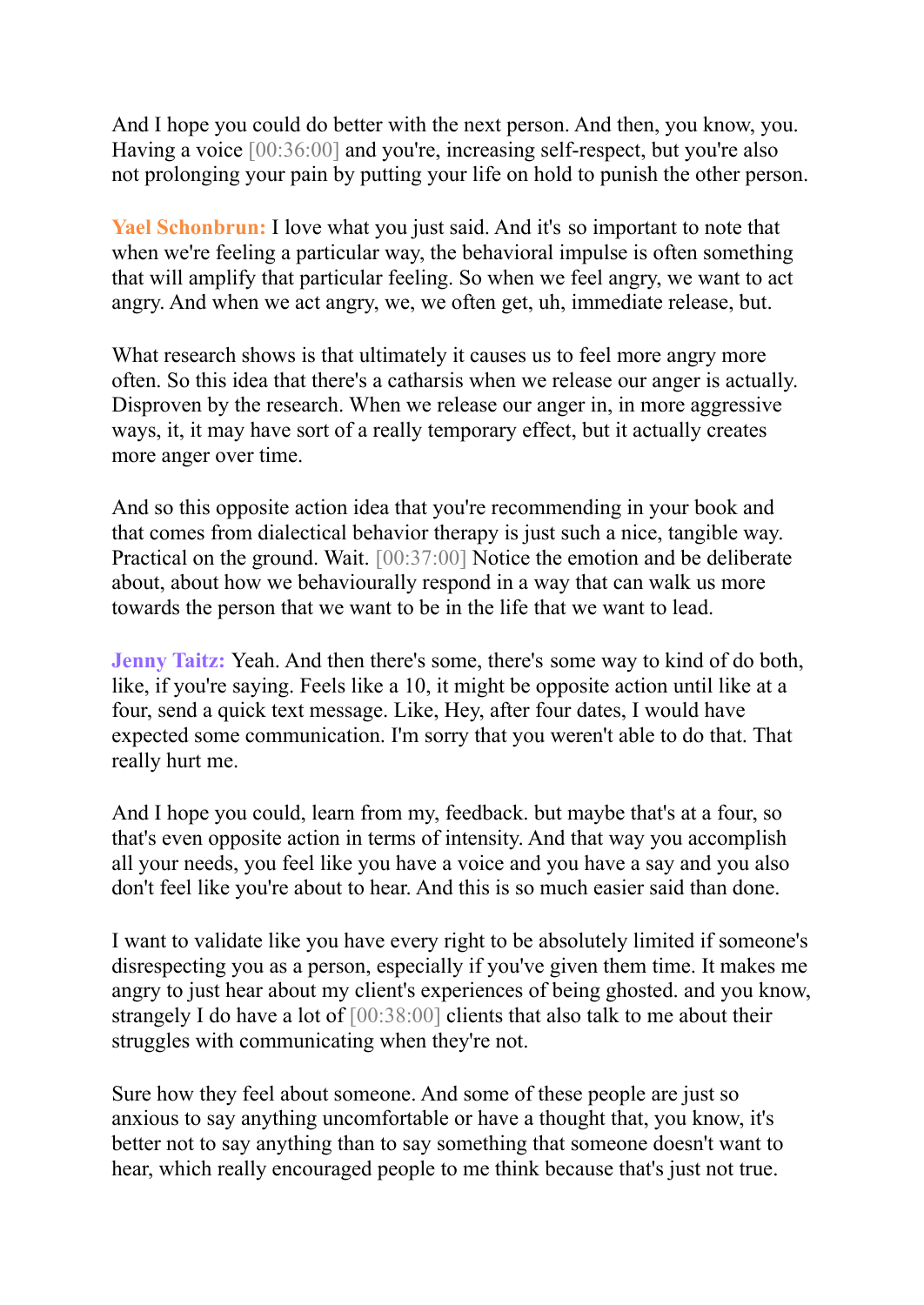And I hope you could do better with the next person. And then, you know, you. Having a voice [00:36:00] and you're, increasing self-respect, but you're also not prolonging your pain by putting your life on hold to punish the other person.

**Yael Schonbrun:** I love what you just said. And it's so important to note that when we're feeling a particular way, the behavioral impulse is often something that will amplify that particular feeling. So when we feel angry, we want to act angry. And when we act angry, we, we often get, uh, immediate release, but.

What research shows is that ultimately it causes us to feel more angry more often. So this idea that there's a catharsis when we release our anger is actually. Disproven by the research. When we release our anger in, in more aggressive ways, it, it may have sort of a really temporary effect, but it actually creates more anger over time.

And so this opposite action idea that you're recommending in your book and that comes from dialectical behavior therapy is just such a nice, tangible way. Practical on the ground. Wait. [00:37:00] Notice the emotion and be deliberate about, about how we behaviourally respond in a way that can walk us more towards the person that we want to be in the life that we want to lead.

**Jenny Taitz:** Yeah. And then there's some, there's some way to kind of do both, like, if you're saying. Feels like a 10, it might be opposite action until like at a four, send a quick text message. Like, Hey, after four dates, I would have expected some communication. I'm sorry that you weren't able to do that. That really hurt me.

And I hope you could, learn from my, feedback. but maybe that's at a four, so that's even opposite action in terms of intensity. And that way you accomplish all your needs, you feel like you have a voice and you have a say and you also don't feel like you're about to hear. And this is so much easier said than done.

I want to validate like you have every right to be absolutely limited if someone's disrespecting you as a person, especially if you've given them time. It makes me angry to just hear about my client's experiences of being ghosted. and you know, strangely I do have a lot of [00:38:00] clients that also talk to me about their struggles with communicating when they're not.

Sure how they feel about someone. And some of these people are just so anxious to say anything uncomfortable or have a thought that, you know, it's better not to say anything than to say something that someone doesn't want to hear, which really encouraged people to me think because that's just not true.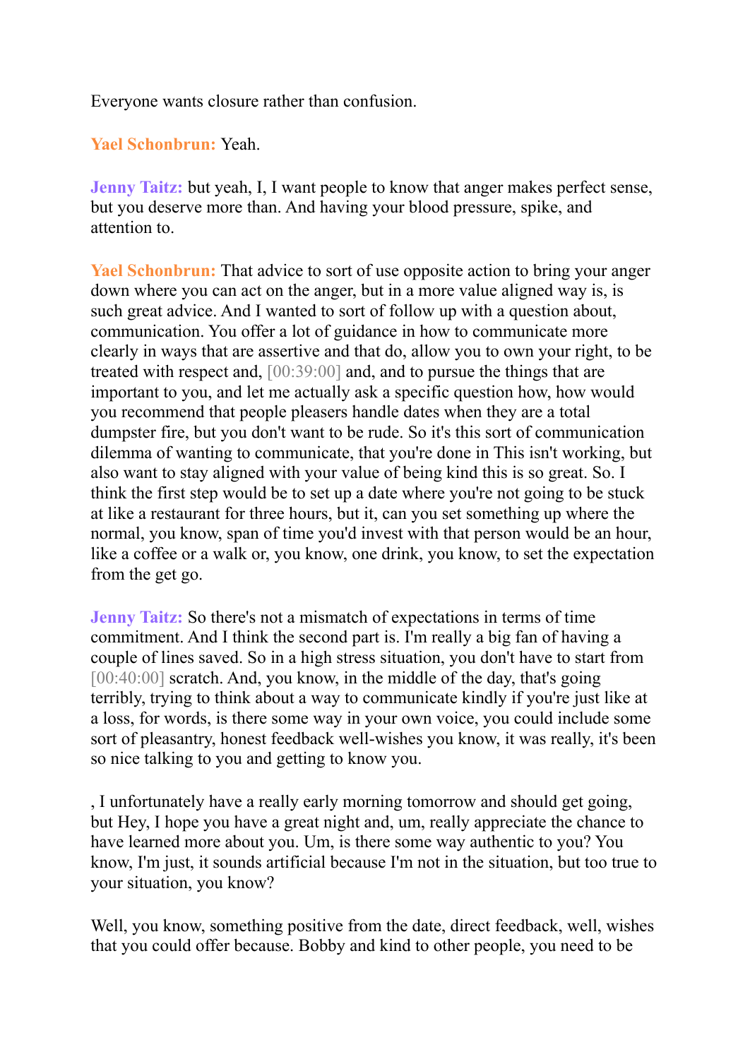Everyone wants closure rather than confusion.

**Yael Schonbrun:** Yeah.

**Jenny Taitz:** but yeah, I, I want people to know that anger makes perfect sense, but you deserve more than. And having your blood pressure, spike, and attention to.

**Yael Schonbrun:** That advice to sort of use opposite action to bring your anger down where you can act on the anger, but in a more value aligned way is, is such great advice. And I wanted to sort of follow up with a question about, communication. You offer a lot of guidance in how to communicate more clearly in ways that are assertive and that do, allow you to own your right, to be treated with respect and, [00:39:00] and, and to pursue the things that are important to you, and let me actually ask a specific question how, how would you recommend that people pleasers handle dates when they are a total dumpster fire, but you don't want to be rude. So it's this sort of communication dilemma of wanting to communicate, that you're done in This isn't working, but also want to stay aligned with your value of being kind this is so great. So. I think the first step would be to set up a date where you're not going to be stuck at like a restaurant for three hours, but it, can you set something up where the normal, you know, span of time you'd invest with that person would be an hour, like a coffee or a walk or, you know, one drink, you know, to set the expectation from the get go.

**Jenny Taitz:** So there's not a mismatch of expectations in terms of time commitment. And I think the second part is. I'm really a big fan of having a couple of lines saved. So in a high stress situation, you don't have to start from [00:40:00] scratch. And, you know, in the middle of the day, that's going terribly, trying to think about a way to communicate kindly if you're just like at a loss, for words, is there some way in your own voice, you could include some sort of pleasantry, honest feedback well-wishes you know, it was really, it's been so nice talking to you and getting to know you.

, I unfortunately have a really early morning tomorrow and should get going, but Hey, I hope you have a great night and, um, really appreciate the chance to have learned more about you. Um, is there some way authentic to you? You know, I'm just, it sounds artificial because I'm not in the situation, but too true to your situation, you know?

Well, you know, something positive from the date, direct feedback, well, wishes that you could offer because. Bobby and kind to other people, you need to be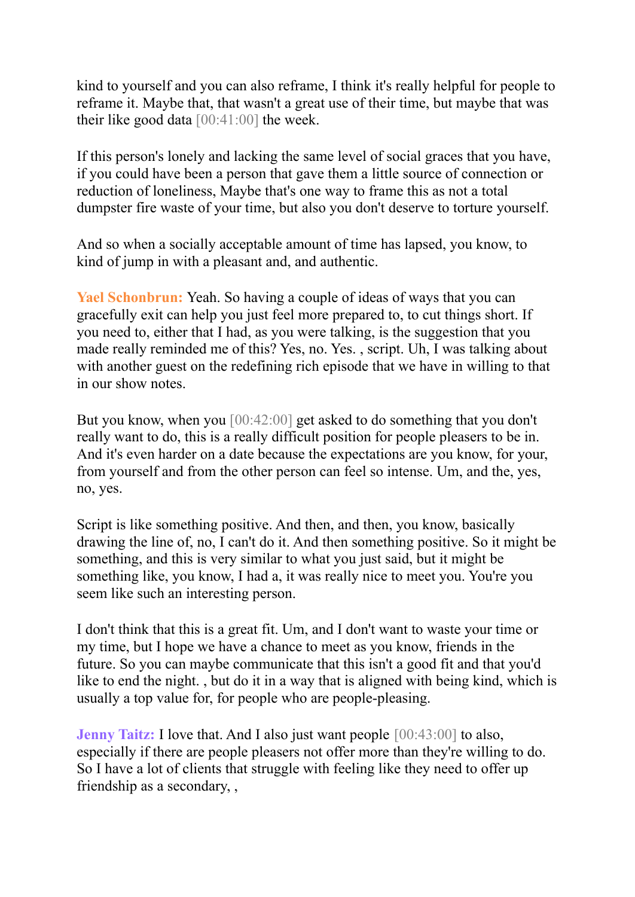kind to yourself and you can also reframe, I think it's really helpful for people to reframe it. Maybe that, that wasn't a great use of their time, but maybe that was their like good data [00:41:00] the week.

If this person's lonely and lacking the same level of social graces that you have, if you could have been a person that gave them a little source of connection or reduction of loneliness, Maybe that's one way to frame this as not a total dumpster fire waste of your time, but also you don't deserve to torture yourself.

And so when a socially acceptable amount of time has lapsed, you know, to kind of jump in with a pleasant and, and authentic.

**Yael Schonbrun:** Yeah. So having a couple of ideas of ways that you can gracefully exit can help you just feel more prepared to, to cut things short. If you need to, either that I had, as you were talking, is the suggestion that you made really reminded me of this? Yes, no. Yes. , script. Uh, I was talking about with another guest on the redefining rich episode that we have in willing to that in our show notes.

But you know, when you [00:42:00] get asked to do something that you don't really want to do, this is a really difficult position for people pleasers to be in. And it's even harder on a date because the expectations are you know, for your, from yourself and from the other person can feel so intense. Um, and the, yes, no, yes.

Script is like something positive. And then, and then, you know, basically drawing the line of, no, I can't do it. And then something positive. So it might be something, and this is very similar to what you just said, but it might be something like, you know, I had a, it was really nice to meet you. You're you seem like such an interesting person.

I don't think that this is a great fit. Um, and I don't want to waste your time or my time, but I hope we have a chance to meet as you know, friends in the future. So you can maybe communicate that this isn't a good fit and that you'd like to end the night. , but do it in a way that is aligned with being kind, which is usually a top value for, for people who are people-pleasing.

**Jenny Taitz:** I love that. And I also just want people [00:43:00] to also, especially if there are people pleasers not offer more than they're willing to do. So I have a lot of clients that struggle with feeling like they need to offer up friendship as a secondary, ,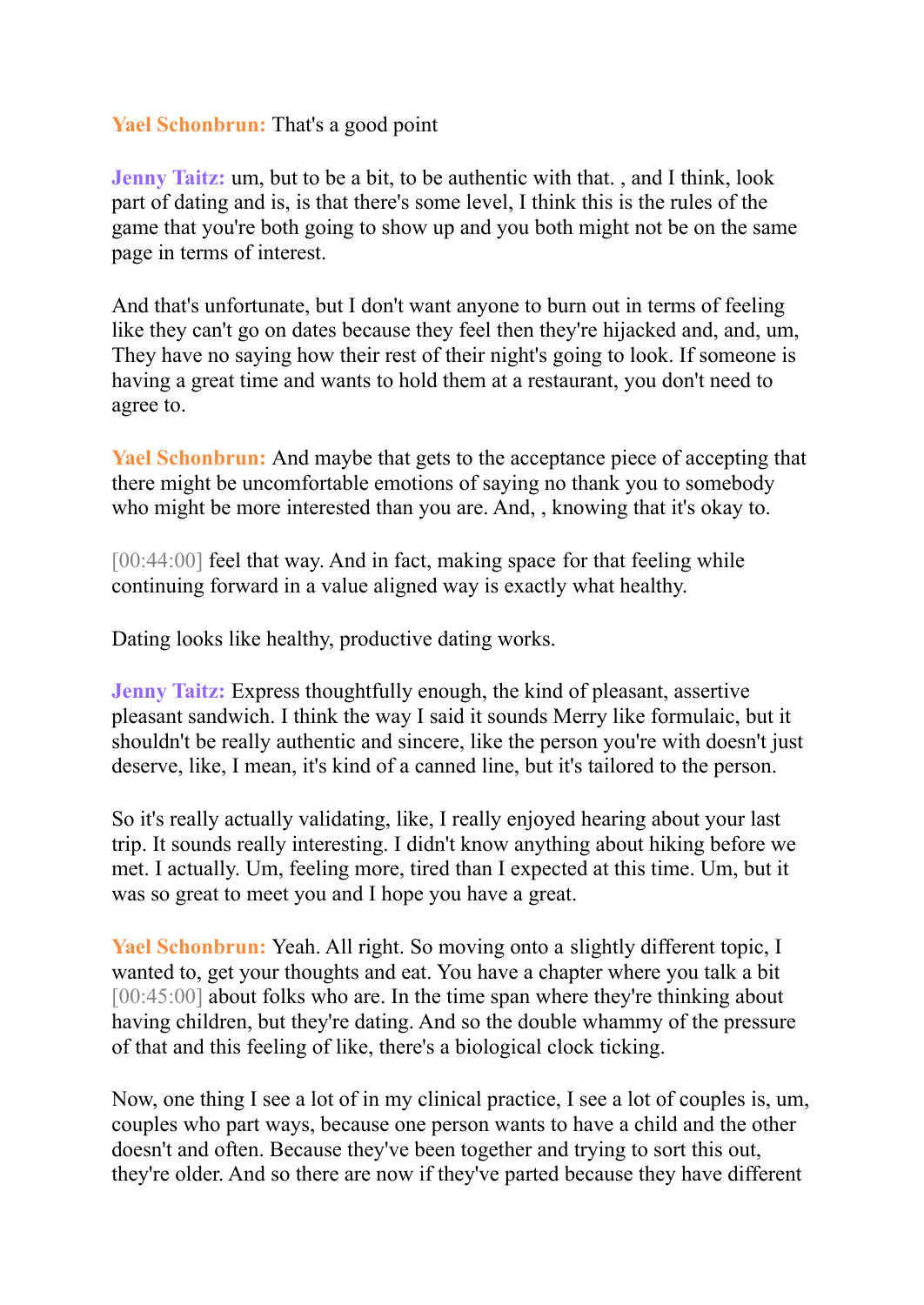**Yael Schonbrun:** That's a good point

**Jenny Taitz:** um, but to be a bit, to be authentic with that. , and I think, look part of dating and is, is that there's some level, I think this is the rules of the game that you're both going to show up and you both might not be on the same page in terms of interest.

And that's unfortunate, but I don't want anyone to burn out in terms of feeling like they can't go on dates because they feel then they're hijacked and, and, um, They have no saying how their rest of their night's going to look. If someone is having a great time and wants to hold them at a restaurant, you don't need to agree to.

**Yael Schonbrun:** And maybe that gets to the acceptance piece of accepting that there might be uncomfortable emotions of saying no thank you to somebody who might be more interested than you are. And, , knowing that it's okay to.

[00:44:00] feel that way. And in fact, making space for that feeling while continuing forward in a value aligned way is exactly what healthy.

Dating looks like healthy, productive dating works.

**Jenny Taitz:** Express thoughtfully enough, the kind of pleasant, assertive pleasant sandwich. I think the way I said it sounds Merry like formulaic, but it shouldn't be really authentic and sincere, like the person you're with doesn't just deserve, like, I mean, it's kind of a canned line, but it's tailored to the person.

So it's really actually validating, like, I really enjoyed hearing about your last trip. It sounds really interesting. I didn't know anything about hiking before we met. I actually. Um, feeling more, tired than I expected at this time. Um, but it was so great to meet you and I hope you have a great.

**Yael Schonbrun:** Yeah. All right. So moving onto a slightly different topic, I wanted to, get your thoughts and eat. You have a chapter where you talk a bit [00:45:00] about folks who are. In the time span where they're thinking about having children, but they're dating. And so the double whammy of the pressure of that and this feeling of like, there's a biological clock ticking.

Now, one thing I see a lot of in my clinical practice, I see a lot of couples is, um, couples who part ways, because one person wants to have a child and the other doesn't and often. Because they've been together and trying to sort this out, they're older. And so there are now if they've parted because they have different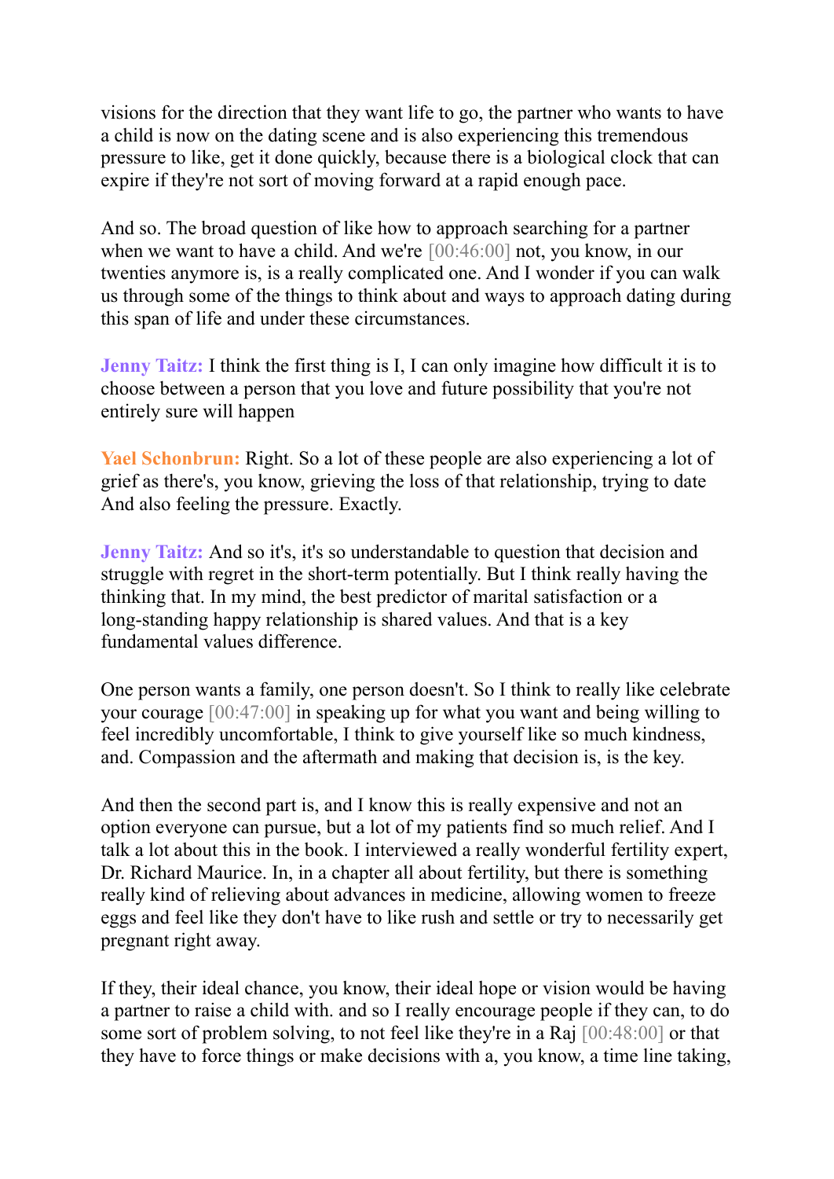visions for the direction that they want life to go, the partner who wants to have a child is now on the dating scene and is also experiencing this tremendous pressure to like, get it done quickly, because there is a biological clock that can expire if they're not sort of moving forward at a rapid enough pace.

And so. The broad question of like how to approach searching for a partner when we want to have a child. And we're [00:46:00] not, you know, in our twenties anymore is, is a really complicated one. And I wonder if you can walk us through some of the things to think about and ways to approach dating during this span of life and under these circumstances.

**Jenny Taitz:** I think the first thing is I, I can only imagine how difficult it is to choose between a person that you love and future possibility that you're not entirely sure will happen

**Yael Schonbrun:** Right. So a lot of these people are also experiencing a lot of grief as there's, you know, grieving the loss of that relationship, trying to date And also feeling the pressure. Exactly.

**Jenny Taitz:** And so it's, it's so understandable to question that decision and struggle with regret in the short-term potentially. But I think really having the thinking that. In my mind, the best predictor of marital satisfaction or a long-standing happy relationship is shared values. And that is a key fundamental values difference.

One person wants a family, one person doesn't. So I think to really like celebrate your courage [00:47:00] in speaking up for what you want and being willing to feel incredibly uncomfortable, I think to give yourself like so much kindness, and. Compassion and the aftermath and making that decision is, is the key.

And then the second part is, and I know this is really expensive and not an option everyone can pursue, but a lot of my patients find so much relief. And I talk a lot about this in the book. I interviewed a really wonderful fertility expert, Dr. Richard Maurice. In, in a chapter all about fertility, but there is something really kind of relieving about advances in medicine, allowing women to freeze eggs and feel like they don't have to like rush and settle or try to necessarily get pregnant right away.

If they, their ideal chance, you know, their ideal hope or vision would be having a partner to raise a child with. and so I really encourage people if they can, to do some sort of problem solving, to not feel like they're in a Raj [00:48:00] or that they have to force things or make decisions with a, you know, a time line taking,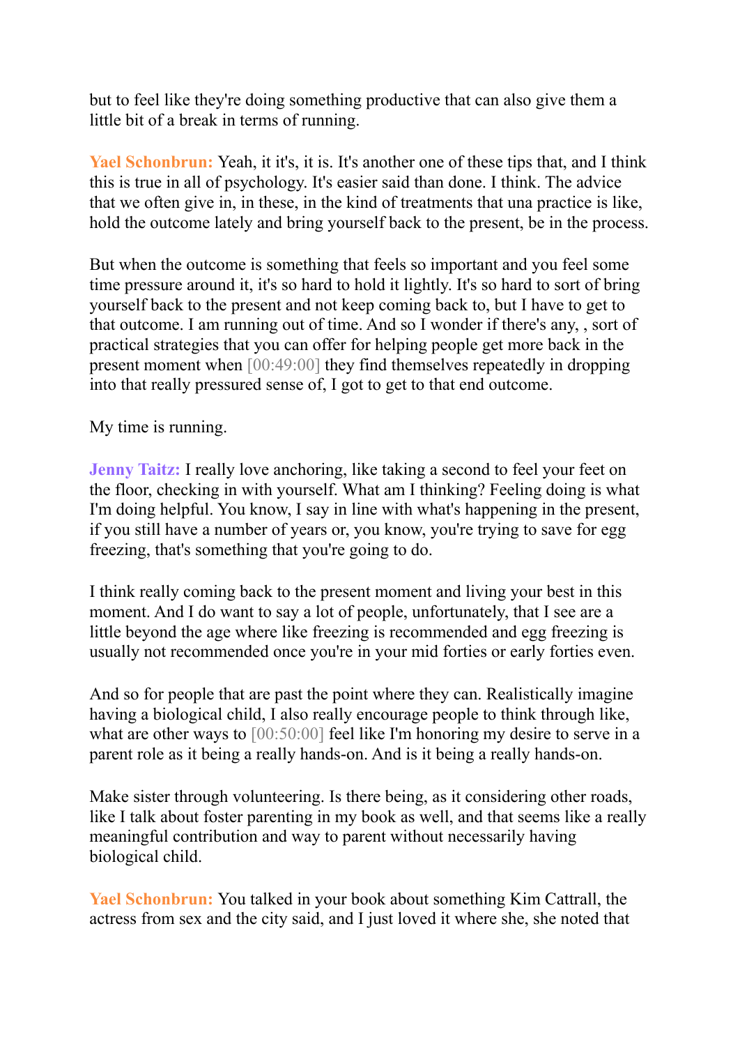but to feel like they're doing something productive that can also give them a little bit of a break in terms of running.

**Yael Schonbrun:** Yeah, it it's, it is. It's another one of these tips that, and I think this is true in all of psychology. It's easier said than done. I think. The advice that we often give in, in these, in the kind of treatments that una practice is like, hold the outcome lately and bring yourself back to the present, be in the process.

But when the outcome is something that feels so important and you feel some time pressure around it, it's so hard to hold it lightly. It's so hard to sort of bring yourself back to the present and not keep coming back to, but I have to get to that outcome. I am running out of time. And so I wonder if there's any, , sort of practical strategies that you can offer for helping people get more back in the present moment when [00:49:00] they find themselves repeatedly in dropping into that really pressured sense of, I got to get to that end outcome.

My time is running.

**Jenny Taitz:** I really love anchoring, like taking a second to feel your feet on the floor, checking in with yourself. What am I thinking? Feeling doing is what I'm doing helpful. You know, I say in line with what's happening in the present, if you still have a number of years or, you know, you're trying to save for egg freezing, that's something that you're going to do.

I think really coming back to the present moment and living your best in this moment. And I do want to say a lot of people, unfortunately, that I see are a little beyond the age where like freezing is recommended and egg freezing is usually not recommended once you're in your mid forties or early forties even.

And so for people that are past the point where they can. Realistically imagine having a biological child, I also really encourage people to think through like, what are other ways to [00:50:00] feel like I'm honoring my desire to serve in a parent role as it being a really hands-on. And is it being a really hands-on.

Make sister through volunteering. Is there being, as it considering other roads, like I talk about foster parenting in my book as well, and that seems like a really meaningful contribution and way to parent without necessarily having biological child.

**Yael Schonbrun:** You talked in your book about something Kim Cattrall, the actress from sex and the city said, and I just loved it where she, she noted that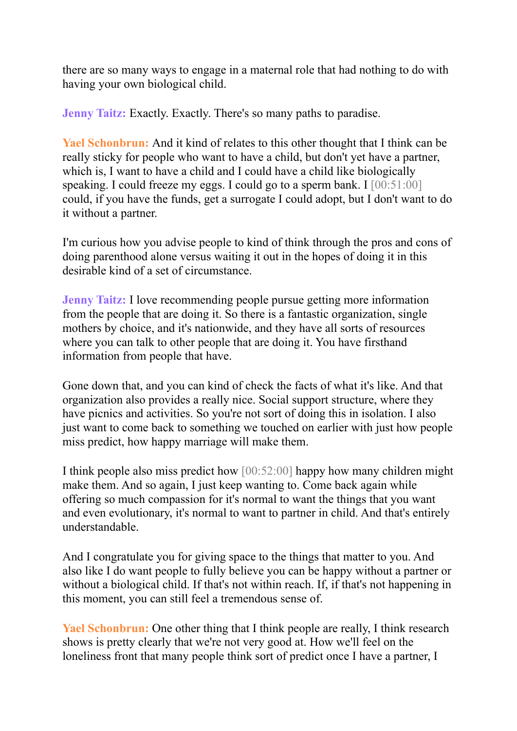there are so many ways to engage in a maternal role that had nothing to do with having your own biological child.

**Jenny Taitz:** Exactly. Exactly. There's so many paths to paradise.

**Yael Schonbrun:** And it kind of relates to this other thought that I think can be really sticky for people who want to have a child, but don't yet have a partner, which is, I want to have a child and I could have a child like biologically speaking. I could freeze my eggs. I could go to a sperm bank. I [00:51:00] could, if you have the funds, get a surrogate I could adopt, but I don't want to do it without a partner.

I'm curious how you advise people to kind of think through the pros and cons of doing parenthood alone versus waiting it out in the hopes of doing it in this desirable kind of a set of circumstance.

**Jenny Taitz:** I love recommending people pursue getting more information from the people that are doing it. So there is a fantastic organization, single mothers by choice, and it's nationwide, and they have all sorts of resources where you can talk to other people that are doing it. You have firsthand information from people that have.

Gone down that, and you can kind of check the facts of what it's like. And that organization also provides a really nice. Social support structure, where they have picnics and activities. So you're not sort of doing this in isolation. I also just want to come back to something we touched on earlier with just how people miss predict, how happy marriage will make them.

I think people also miss predict how [00:52:00] happy how many children might make them. And so again, I just keep wanting to. Come back again while offering so much compassion for it's normal to want the things that you want and even evolutionary, it's normal to want to partner in child. And that's entirely understandable.

And I congratulate you for giving space to the things that matter to you. And also like I do want people to fully believe you can be happy without a partner or without a biological child. If that's not within reach. If, if that's not happening in this moment, you can still feel a tremendous sense of.

**Yael Schonbrun:** One other thing that I think people are really, I think research shows is pretty clearly that we're not very good at. How we'll feel on the loneliness front that many people think sort of predict once I have a partner, I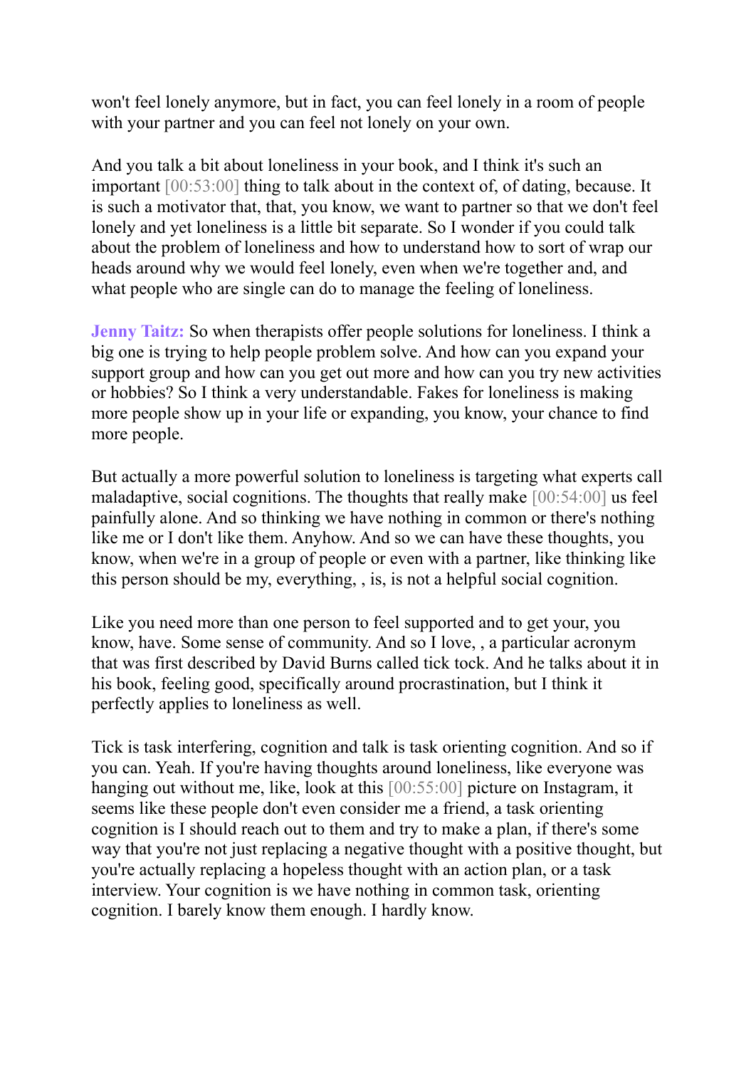won't feel lonely anymore, but in fact, you can feel lonely in a room of people with your partner and you can feel not lonely on your own.

And you talk a bit about loneliness in your book, and I think it's such an important [00:53:00] thing to talk about in the context of, of dating, because. It is such a motivator that, that, you know, we want to partner so that we don't feel lonely and yet loneliness is a little bit separate. So I wonder if you could talk about the problem of loneliness and how to understand how to sort of wrap our heads around why we would feel lonely, even when we're together and, and what people who are single can do to manage the feeling of loneliness.

**Jenny Taitz:** So when therapists offer people solutions for loneliness. I think a big one is trying to help people problem solve. And how can you expand your support group and how can you get out more and how can you try new activities or hobbies? So I think a very understandable. Fakes for loneliness is making more people show up in your life or expanding, you know, your chance to find more people.

But actually a more powerful solution to loneliness is targeting what experts call maladaptive, social cognitions. The thoughts that really make [00:54:00] us feel painfully alone. And so thinking we have nothing in common or there's nothing like me or I don't like them. Anyhow. And so we can have these thoughts, you know, when we're in a group of people or even with a partner, like thinking like this person should be my, everything, , is, is not a helpful social cognition.

Like you need more than one person to feel supported and to get your, you know, have. Some sense of community. And so I love, , a particular acronym that was first described by David Burns called tick tock. And he talks about it in his book, feeling good, specifically around procrastination, but I think it perfectly applies to loneliness as well.

Tick is task interfering, cognition and talk is task orienting cognition. And so if you can. Yeah. If you're having thoughts around loneliness, like everyone was hanging out without me, like, look at this [00:55:00] picture on Instagram, it seems like these people don't even consider me a friend, a task orienting cognition is I should reach out to them and try to make a plan, if there's some way that you're not just replacing a negative thought with a positive thought, but you're actually replacing a hopeless thought with an action plan, or a task interview. Your cognition is we have nothing in common task, orienting cognition. I barely know them enough. I hardly know.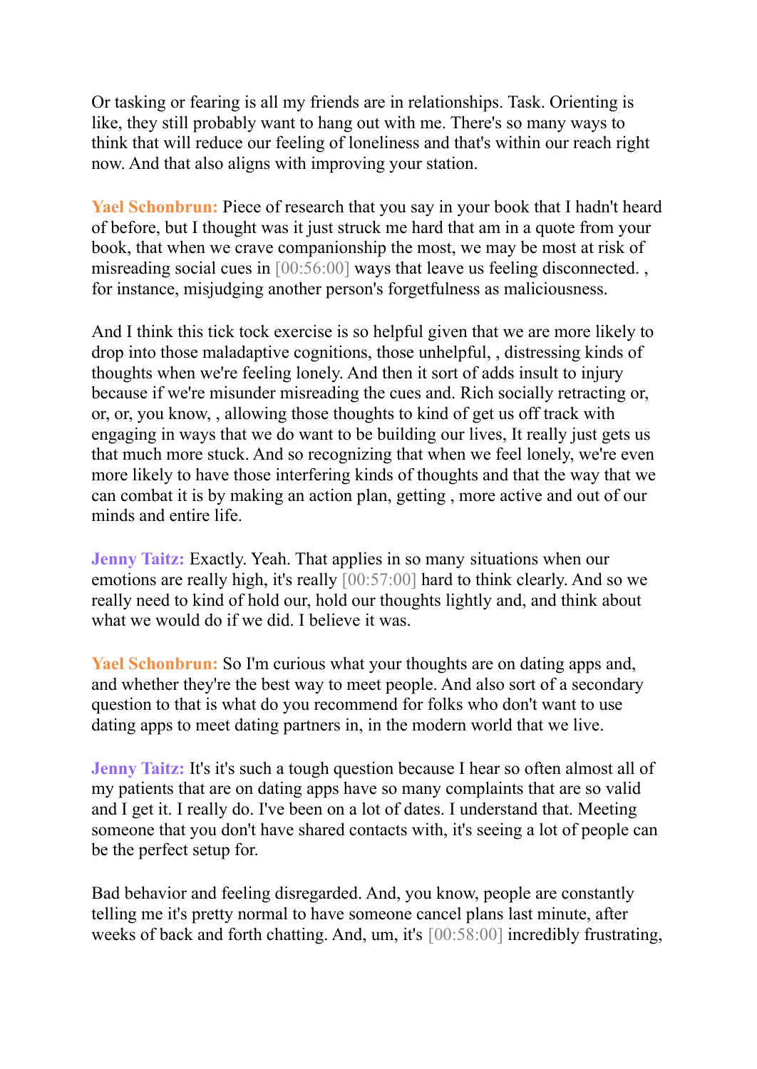Or tasking or fearing is all my friends are in relationships. Task. Orienting is like, they still probably want to hang out with me. There's so many ways to think that will reduce our feeling of loneliness and that's within our reach right now. And that also aligns with improving your station.

**Yael Schonbrun:** Piece of research that you say in your book that I hadn't heard of before, but I thought was it just struck me hard that am in a quote from your book, that when we crave companionship the most, we may be most at risk of misreading social cues in [00:56:00] ways that leave us feeling disconnected. , for instance, misjudging another person's forgetfulness as maliciousness.

And I think this tick tock exercise is so helpful given that we are more likely to drop into those maladaptive cognitions, those unhelpful, , distressing kinds of thoughts when we're feeling lonely. And then it sort of adds insult to injury because if we're misunder misreading the cues and. Rich socially retracting or, or, or, you know, , allowing those thoughts to kind of get us off track with engaging in ways that we do want to be building our lives, It really just gets us that much more stuck. And so recognizing that when we feel lonely, we're even more likely to have those interfering kinds of thoughts and that the way that we can combat it is by making an action plan, getting , more active and out of our minds and entire life.

**Jenny Taitz:** Exactly. Yeah. That applies in so many situations when our emotions are really high, it's really [00:57:00] hard to think clearly. And so we really need to kind of hold our, hold our thoughts lightly and, and think about what we would do if we did. I believe it was.

**Yael Schonbrun:** So I'm curious what your thoughts are on dating apps and, and whether they're the best way to meet people. And also sort of a secondary question to that is what do you recommend for folks who don't want to use dating apps to meet dating partners in, in the modern world that we live.

**Jenny Taitz:** It's it's such a tough question because I hear so often almost all of my patients that are on dating apps have so many complaints that are so valid and I get it. I really do. I've been on a lot of dates. I understand that. Meeting someone that you don't have shared contacts with, it's seeing a lot of people can be the perfect setup for.

Bad behavior and feeling disregarded. And, you know, people are constantly telling me it's pretty normal to have someone cancel plans last minute, after weeks of back and forth chatting. And, um, it's [00:58:00] incredibly frustrating,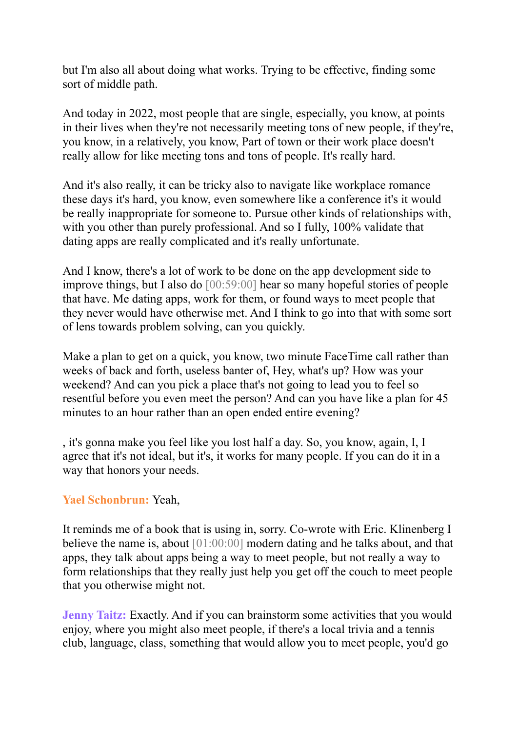but I'm also all about doing what works. Trying to be effective, finding some sort of middle path.

And today in 2022, most people that are single, especially, you know, at points in their lives when they're not necessarily meeting tons of new people, if they're, you know, in a relatively, you know, Part of town or their work place doesn't really allow for like meeting tons and tons of people. It's really hard.

And it's also really, it can be tricky also to navigate like workplace romance these days it's hard, you know, even somewhere like a conference it's it would be really inappropriate for someone to. Pursue other kinds of relationships with, with you other than purely professional. And so I fully, 100% validate that dating apps are really complicated and it's really unfortunate.

And I know, there's a lot of work to be done on the app development side to improve things, but I also do [00:59:00] hear so many hopeful stories of people that have. Me dating apps, work for them, or found ways to meet people that they never would have otherwise met. And I think to go into that with some sort of lens towards problem solving, can you quickly.

Make a plan to get on a quick, you know, two minute FaceTime call rather than weeks of back and forth, useless banter of, Hey, what's up? How was your weekend? And can you pick a place that's not going to lead you to feel so resentful before you even meet the person? And can you have like a plan for 45 minutes to an hour rather than an open ended entire evening?

, it's gonna make you feel like you lost half a day. So, you know, again, I, I agree that it's not ideal, but it's, it works for many people. If you can do it in a way that honors your needs.

**Yael Schonbrun:** Yeah,

It reminds me of a book that is using in, sorry. Co-wrote with Eric. Klinenberg I believe the name is, about [01:00:00] modern dating and he talks about, and that apps, they talk about apps being a way to meet people, but not really a way to form relationships that they really just help you get off the couch to meet people that you otherwise might not.

**Jenny Taitz:** Exactly. And if you can brainstorm some activities that you would enjoy, where you might also meet people, if there's a local trivia and a tennis club, language, class, something that would allow you to meet people, you'd go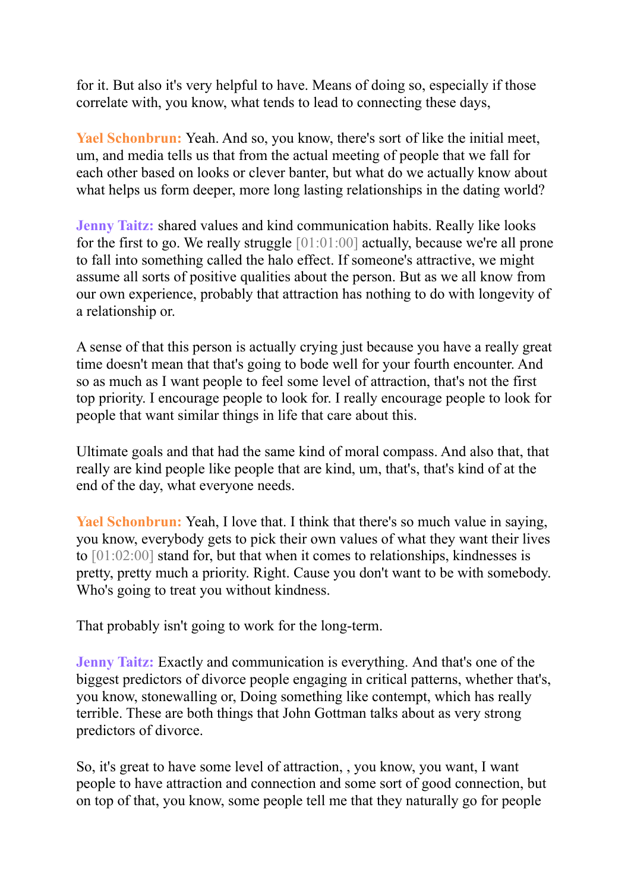for it. But also it's very helpful to have. Means of doing so, especially if those correlate with, you know, what tends to lead to connecting these days,

**Yael Schonbrun:** Yeah. And so, you know, there's sort of like the initial meet, um, and media tells us that from the actual meeting of people that we fall for each other based on looks or clever banter, but what do we actually know about what helps us form deeper, more long lasting relationships in the dating world?

**Jenny Taitz:** shared values and kind communication habits. Really like looks for the first to go. We really struggle [01:01:00] actually, because we're all prone to fall into something called the halo effect. If someone's attractive, we might assume all sorts of positive qualities about the person. But as we all know from our own experience, probably that attraction has nothing to do with longevity of a relationship or.

A sense of that this person is actually crying just because you have a really great time doesn't mean that that's going to bode well for your fourth encounter. And so as much as I want people to feel some level of attraction, that's not the first top priority. I encourage people to look for. I really encourage people to look for people that want similar things in life that care about this.

Ultimate goals and that had the same kind of moral compass. And also that, that really are kind people like people that are kind, um, that's, that's kind of at the end of the day, what everyone needs.

**Yael Schonbrun:** Yeah, I love that. I think that there's so much value in saying, you know, everybody gets to pick their own values of what they want their lives to [01:02:00] stand for, but that when it comes to relationships, kindnesses is pretty, pretty much a priority. Right. Cause you don't want to be with somebody. Who's going to treat you without kindness.

That probably isn't going to work for the long-term.

**Jenny Taitz:** Exactly and communication is everything. And that's one of the biggest predictors of divorce people engaging in critical patterns, whether that's, you know, stonewalling or, Doing something like contempt, which has really terrible. These are both things that John Gottman talks about as very strong predictors of divorce.

So, it's great to have some level of attraction, , you know, you want, I want people to have attraction and connection and some sort of good connection, but on top of that, you know, some people tell me that they naturally go for people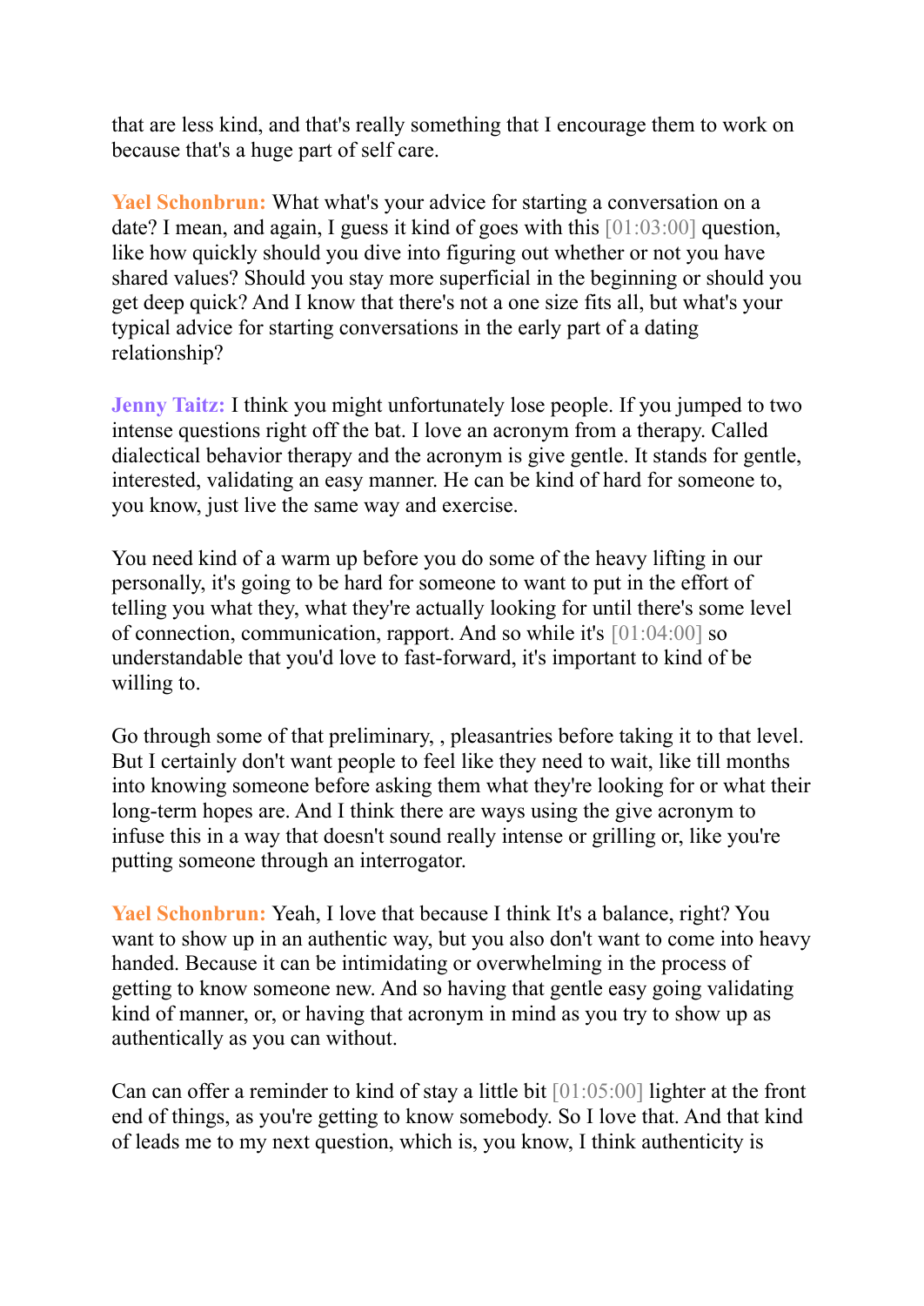that are less kind, and that's really something that I encourage them to work on because that's a huge part of self care.

**Yael Schonbrun:** What what's your advice for starting a conversation on a date? I mean, and again, I guess it kind of goes with this [01:03:00] question, like how quickly should you dive into figuring out whether or not you have shared values? Should you stay more superficial in the beginning or should you get deep quick? And I know that there's not a one size fits all, but what's your typical advice for starting conversations in the early part of a dating relationship?

**Jenny Taitz:** I think you might unfortunately lose people. If you jumped to two intense questions right off the bat. I love an acronym from a therapy. Called dialectical behavior therapy and the acronym is give gentle. It stands for gentle, interested, validating an easy manner. He can be kind of hard for someone to, you know, just live the same way and exercise.

You need kind of a warm up before you do some of the heavy lifting in our personally, it's going to be hard for someone to want to put in the effort of telling you what they, what they're actually looking for until there's some level of connection, communication, rapport. And so while it's [01:04:00] so understandable that you'd love to fast-forward, it's important to kind of be willing to.

Go through some of that preliminary, , pleasantries before taking it to that level. But I certainly don't want people to feel like they need to wait, like till months into knowing someone before asking them what they're looking for or what their long-term hopes are. And I think there are ways using the give acronym to infuse this in a way that doesn't sound really intense or grilling or, like you're putting someone through an interrogator.

**Yael Schonbrun:** Yeah, I love that because I think It's a balance, right? You want to show up in an authentic way, but you also don't want to come into heavy handed. Because it can be intimidating or overwhelming in the process of getting to know someone new. And so having that gentle easy going validating kind of manner, or, or having that acronym in mind as you try to show up as authentically as you can without.

Can can offer a reminder to kind of stay a little bit [01:05:00] lighter at the front end of things, as you're getting to know somebody. So I love that. And that kind of leads me to my next question, which is, you know, I think authenticity is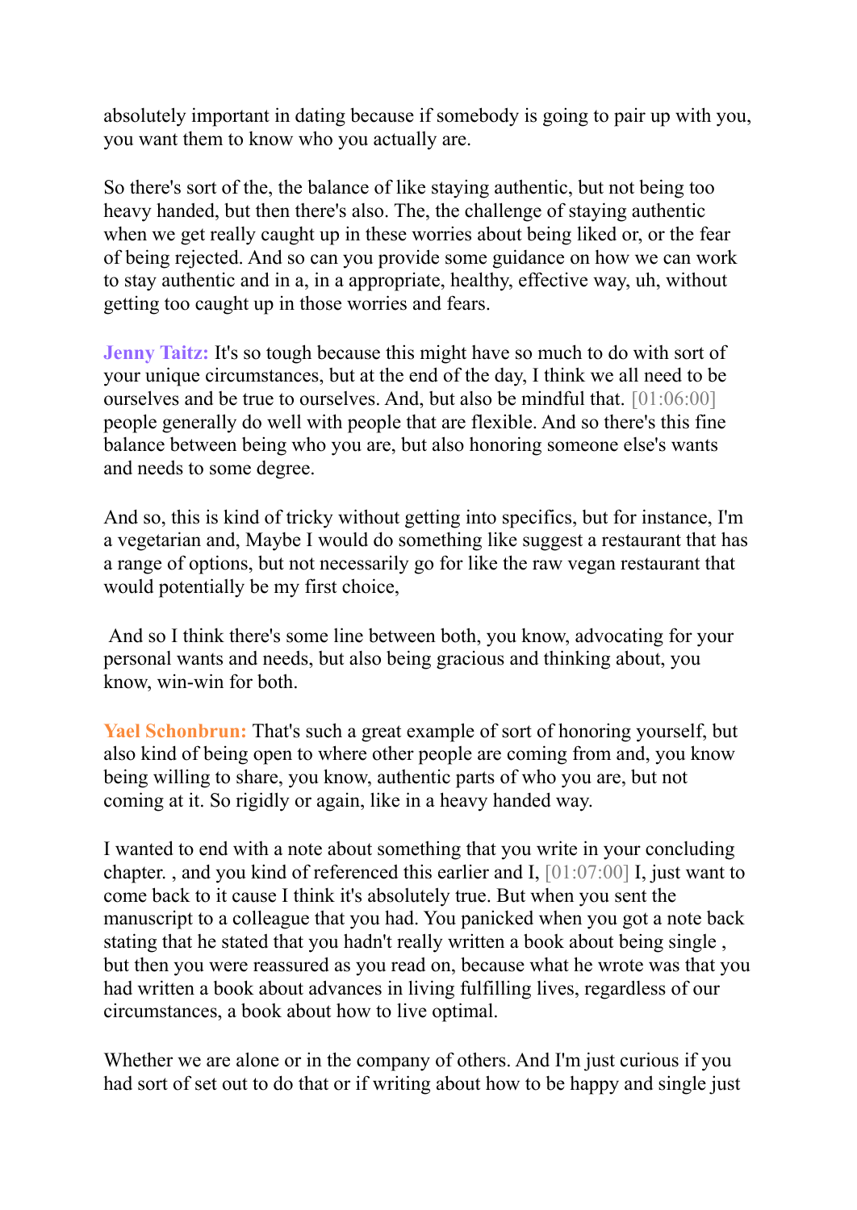absolutely important in dating because if somebody is going to pair up with you, you want them to know who you actually are.

So there's sort of the, the balance of like staying authentic, but not being too heavy handed, but then there's also. The, the challenge of staying authentic when we get really caught up in these worries about being liked or, or the fear of being rejected. And so can you provide some guidance on how we can work to stay authentic and in a, in a appropriate, healthy, effective way, uh, without getting too caught up in those worries and fears.

**Jenny Taitz:** It's so tough because this might have so much to do with sort of your unique circumstances, but at the end of the day, I think we all need to be ourselves and be true to ourselves. And, but also be mindful that. [01:06:00] people generally do well with people that are flexible. And so there's this fine balance between being who you are, but also honoring someone else's wants and needs to some degree.

And so, this is kind of tricky without getting into specifics, but for instance, I'm a vegetarian and, Maybe I would do something like suggest a restaurant that has a range of options, but not necessarily go for like the raw vegan restaurant that would potentially be my first choice,

And so I think there's some line between both, you know, advocating for your personal wants and needs, but also being gracious and thinking about, you know, win-win for both.

**Yael Schonbrun:** That's such a great example of sort of honoring yourself, but also kind of being open to where other people are coming from and, you know being willing to share, you know, authentic parts of who you are, but not coming at it. So rigidly or again, like in a heavy handed way.

I wanted to end with a note about something that you write in your concluding chapter. , and you kind of referenced this earlier and I, [01:07:00] I, just want to come back to it cause I think it's absolutely true. But when you sent the manuscript to a colleague that you had. You panicked when you got a note back stating that he stated that you hadn't really written a book about being single , but then you were reassured as you read on, because what he wrote was that you had written a book about advances in living fulfilling lives, regardless of our circumstances, a book about how to live optimal.

Whether we are alone or in the company of others. And I'm just curious if you had sort of set out to do that or if writing about how to be happy and single just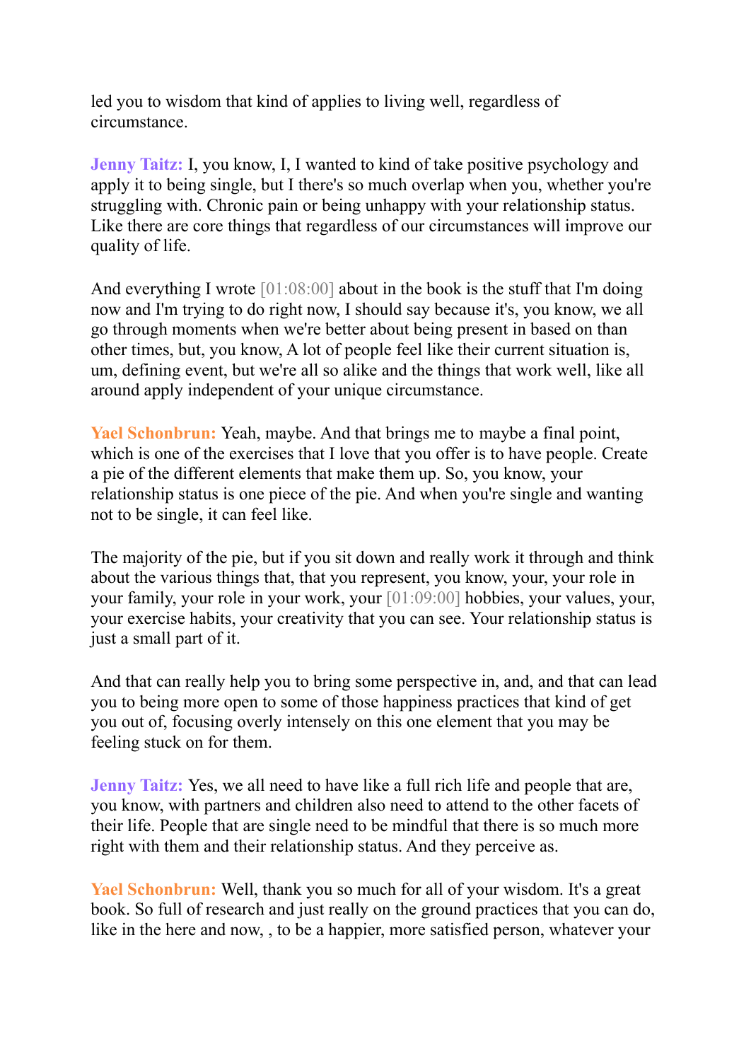led you to wisdom that kind of applies to living well, regardless of circumstance.

**Jenny Taitz:** I, you know, I, I wanted to kind of take positive psychology and apply it to being single, but I there's so much overlap when you, whether you're struggling with. Chronic pain or being unhappy with your relationship status. Like there are core things that regardless of our circumstances will improve our quality of life.

And everything I wrote [01:08:00] about in the book is the stuff that I'm doing now and I'm trying to do right now, I should say because it's, you know, we all go through moments when we're better about being present in based on than other times, but, you know, A lot of people feel like their current situation is, um, defining event, but we're all so alike and the things that work well, like all around apply independent of your unique circumstance.

**Yael Schonbrun:** Yeah, maybe. And that brings me to maybe a final point, which is one of the exercises that I love that you offer is to have people. Create a pie of the different elements that make them up. So, you know, your relationship status is one piece of the pie. And when you're single and wanting not to be single, it can feel like.

The majority of the pie, but if you sit down and really work it through and think about the various things that, that you represent, you know, your, your role in your family, your role in your work, your [01:09:00] hobbies, your values, your, your exercise habits, your creativity that you can see. Your relationship status is just a small part of it.

And that can really help you to bring some perspective in, and, and that can lead you to being more open to some of those happiness practices that kind of get you out of, focusing overly intensely on this one element that you may be feeling stuck on for them.

**Jenny Taitz:** Yes, we all need to have like a full rich life and people that are, you know, with partners and children also need to attend to the other facets of their life. People that are single need to be mindful that there is so much more right with them and their relationship status. And they perceive as.

**Yael Schonbrun:** Well, thank you so much for all of your wisdom. It's a great book. So full of research and just really on the ground practices that you can do, like in the here and now, , to be a happier, more satisfied person, whatever your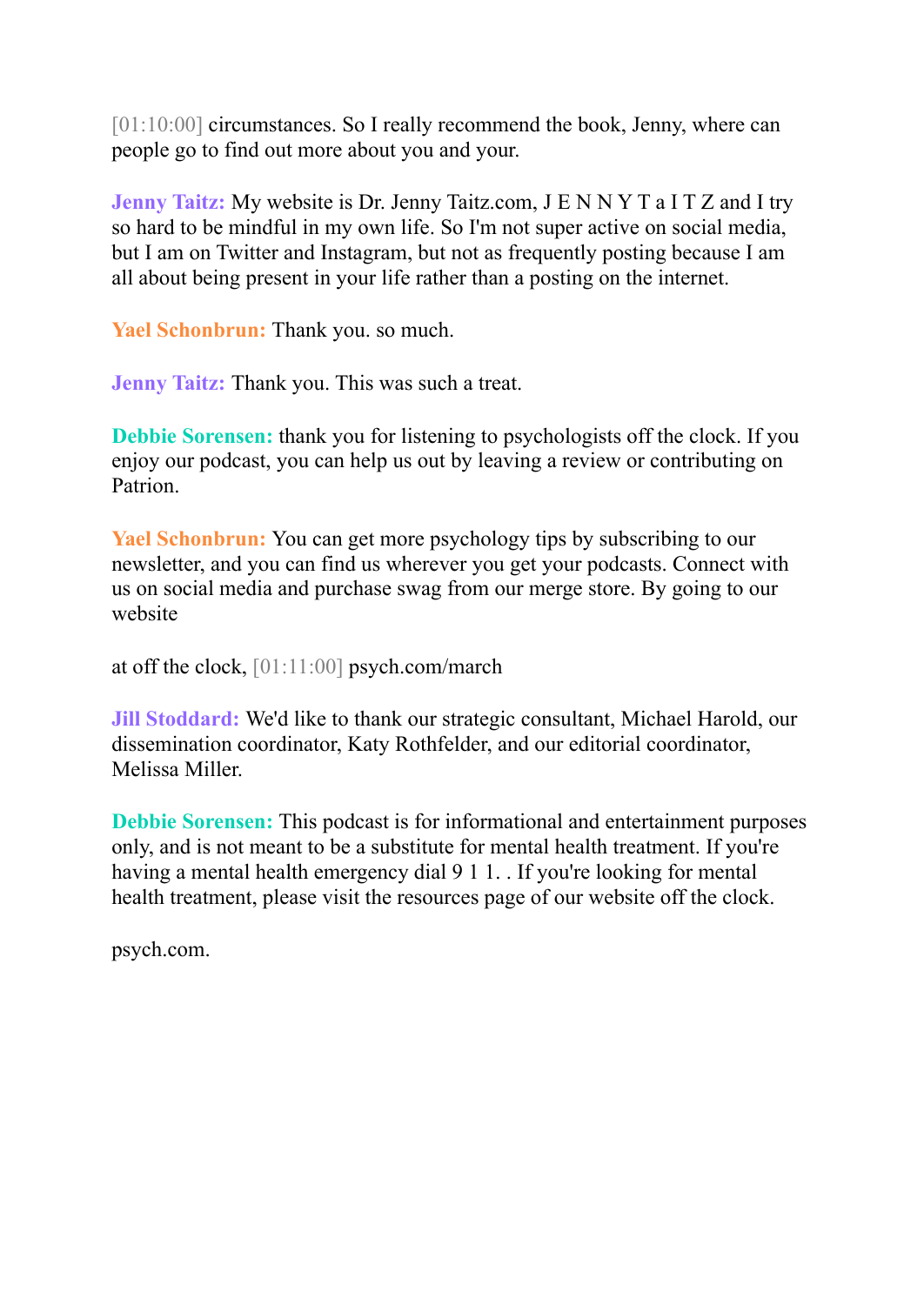[01:10:00] circumstances. So I really recommend the book, Jenny, where can people go to find out more about you and your.

**Jenny Taitz:** My website is Dr. Jenny Taitz.com, J E N N Y T a I T Z and I try so hard to be mindful in my own life. So I'm not super active on social media, but I am on Twitter and Instagram, but not as frequently posting because I am all about being present in your life rather than a posting on the internet.

**Yael Schonbrun:** Thank you. so much.

**Jenny Taitz:** Thank you. This was such a treat.

**Debbie Sorensen:** thank you for listening to psychologists off the clock. If you enjoy our podcast, you can help us out by leaving a review or contributing on Patrion.

**Yael Schonbrun:** You can get more psychology tips by subscribing to our newsletter, and you can find us wherever you get your podcasts. Connect with us on social media and purchase swag from our merge store. By going to our website

at off the clock, [01:11:00] psych.com/march

**Jill Stoddard:** We'd like to thank our strategic consultant, Michael Harold, our dissemination coordinator, Katy Rothfelder, and our editorial coordinator, Melissa Miller.

**Debbie Sorensen:** This podcast is for informational and entertainment purposes only, and is not meant to be a substitute for mental health treatment. If you're having a mental health emergency dial 9 1 1. . If you're looking for mental health treatment, please visit the resources page of our website off the clock.

psych.com.